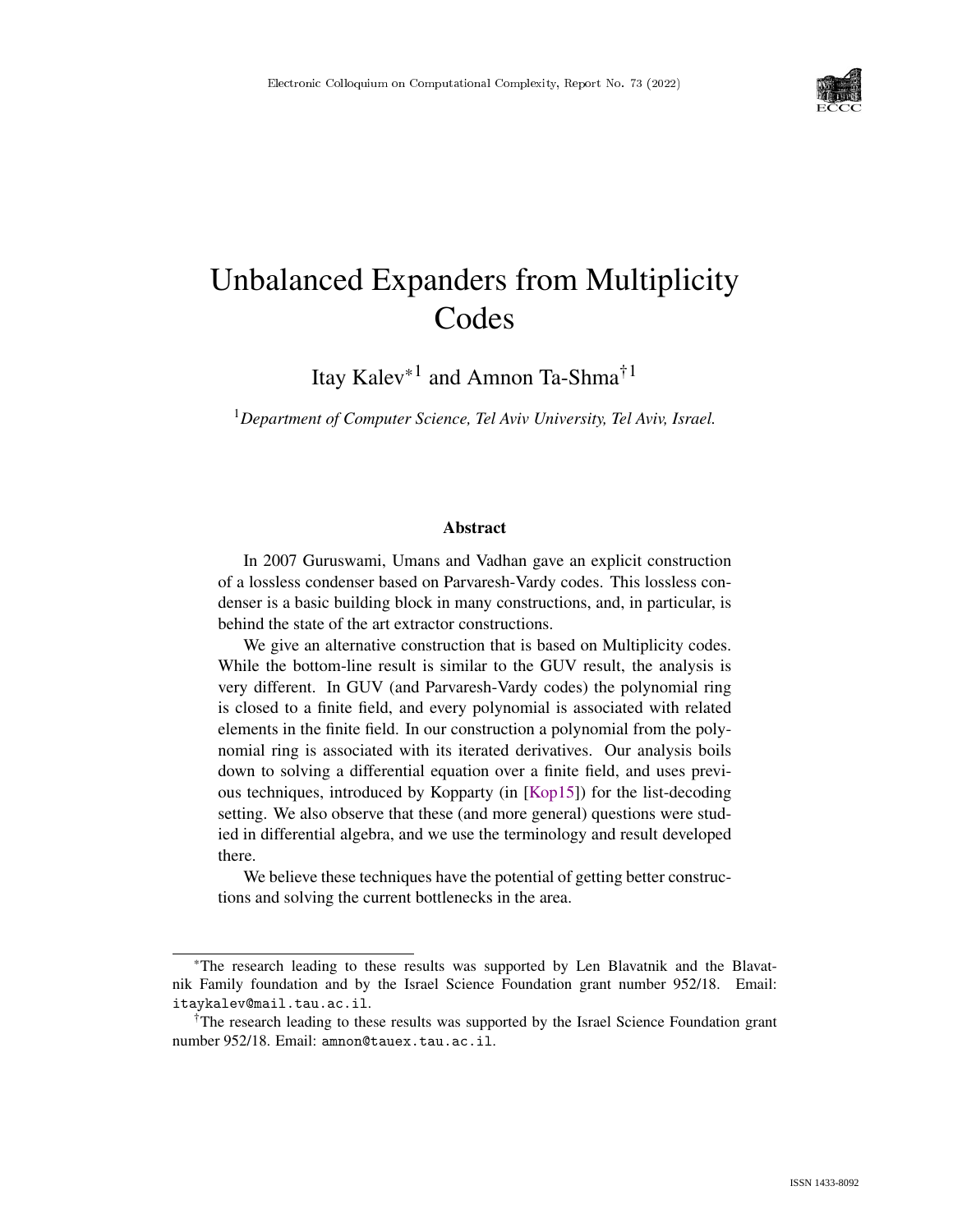# Unbalanced Expanders from Multiplicity Codes

Itay Kalev*[1] and Amnon Ta-Shma†[1]

[1]*Department of Computer Science, Tel Aviv University, Tel Aviv, Israel.*

### Abstract

In 2007 Guruswami, Umans and Vadhan gave an explicit construction of a lossless condenser based on Parvaresh-Vardy codes. This lossless condenser is a basic building block in many constructions, and, in particular, is behind the state of the art extractor constructions.

We give an alternative construction that is based on Multiplicity codes. While the bottom-line result is similar to the GUV result, the analysis is very different. In GUV (and Parvaresh-Vardy codes) the polynomial ring is closed to a finite field, and every polynomial is associated with related elements in the finite field. In our construction a polynomial from the polynomial ring is associated with its iterated derivatives. Our analysis boils down to solving a differential equation over a finite field, and uses previous techniques, introduced by Kopparty (in [Kop15]) for the list-decoding setting. We also observe that these (and more general) questions were studied in differential algebra, and we use the terminology and result developed there.

We believe these techniques have the potential of getting better constructions and solving the current bottlenecks in the area.

---

*The research leading to these results was supported by Len Blavatnik and the Blavatnik Family foundation and by the Israel Science Foundation grant number 952/18. Email: itaykalev@mail.tau.ac.il.

†The research leading to these results was supported by the Israel Science Foundation grant number 952/18. Email: amnon@tauex.tau.ac.il.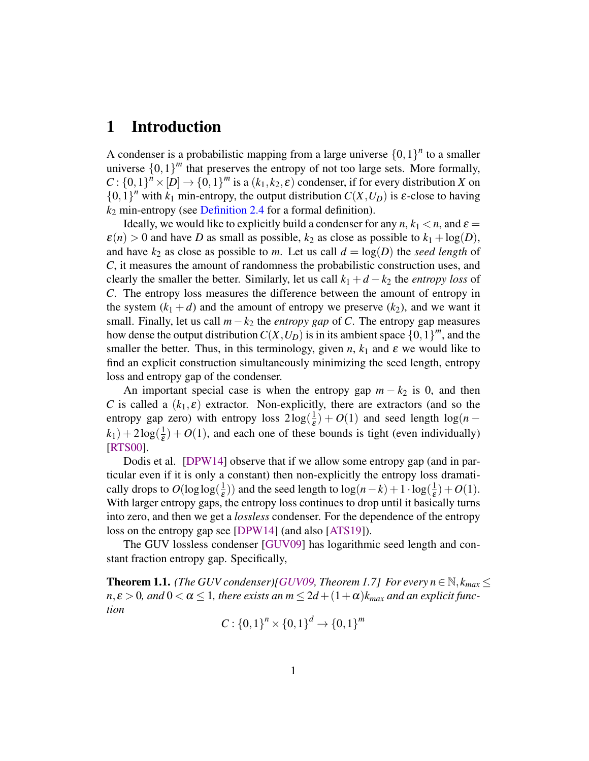# 1 Introduction

A condenser is a probabilistic mapping from a large universe $\{0,1\}^n$ to a smaller universe $\{0,1\}^m$ that preserves the entropy of not too large sets. More formally, $C : \{0,1\}^n \times [D] \to \{0,1\}^m$ is a $(k_1, k_2, \varepsilon)$ condenser, if for every distribution $X$ on $\{0,1\}^n$ with $k_1$ min-entropy, the output distribution $C(X, U_D)$ is $\varepsilon$-close to having $k_2$ min-entropy (see Definition 2.4 for a formal definition).

Ideally, we would like to explicitly build a condenser for any $n$, $k_1 < n$, and $\varepsilon = \varepsilon(n) > 0$ and have $D$ as small as possible, $k_2$ as close as possible to $k_1 + \log(D)$, and have $k_2$ as close as possible to $m$. Let us call $d = \log(D)$ the *seed length* of $C$, it measures the amount of randomness the probabilistic construction uses, and clearly the smaller the better. Similarly, let us call $k_1 + d - k_2$ the *entropy loss* of $C$. The entropy loss measures the difference between the amount of entropy in the system ($k_1 + d$) and the amount of entropy we preserve ($k_2$), and we want it small. Finally, let us call $m - k_2$ the *entropy gap* of $C$. The entropy gap measures how dense the output distribution $C(X, U_D)$ is in its ambient space $\{0,1\}^m$, and the smaller the better. Thus, in this terminology, given $n$, $k_1$ and $\varepsilon$ we would like to find an explicit construction simultaneously minimizing the seed length, entropy loss and entropy gap of the condenser.

An important special case is when the entropy gap $m - k_2$ is 0, and then $C$ is called a $(k_1, \varepsilon)$ extractor. Non-explicitly, there are extractors (and so the entropy gap zero) with entropy loss $2\log(\frac{1}{\varepsilon}) + O(1)$ and seed length $\log(n - k_1) + 2\log(\frac{1}{\varepsilon}) + O(1)$, and each one of these bounds is tight (even individually) [RTS00].

Dodis et al. [DPW14] observe that if we allow some entropy gap (and in particular even if it is only a constant) then non-explicitly the entropy loss dramatically drops to $O(\log\log(\frac{1}{\varepsilon}))$ and the seed length to $\log(n-k) + 1 \cdot \log(\frac{1}{\varepsilon}) + O(1)$. With larger entropy gaps, the entropy loss continues to drop until it basically turns into zero, and then we get a *lossless* condenser. For the dependence of the entropy loss on the entropy gap see [DPW14] (and also [ATS19]).

The GUV lossless condenser [GUV09] has logarithmic seed length and constant fraction entropy gap. Specifically,

**Theorem 1.1.** *(The GUV condenser)[GUV09, Theorem 1.7] For every $n \in \mathbb{N}$, $k_{max} \leq n$, $\varepsilon > 0$, and $0 < \alpha \leq 1$, there exists an $m \leq 2d + (1+\alpha)k_{max}$ and an explicit function*

$$C : \{0,1\}^n \times \{0,1\}^d \to \{0,1\}^m$$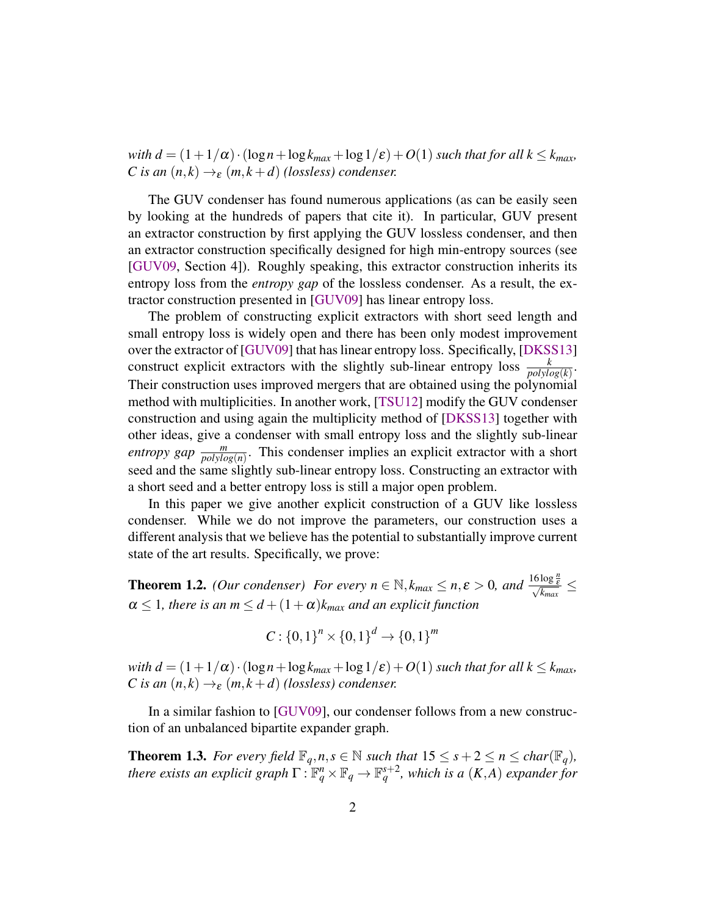*with* $d = (1+1/\alpha)\cdot(\log n + \log k_{max} + \log 1/\varepsilon) + O(1)$ *such that for all* $k \le k_{max}$*, C is an* $(n,k) \to_\varepsilon (m, k+d)$ *(lossless) condenser.*

The GUV condenser has found numerous applications (as can be easily seen by looking at the hundreds of papers that cite it). In particular, GUV present an extractor construction by first applying the GUV lossless condenser, and then an extractor construction specifically designed for high min-entropy sources (see [GUV09, Section 4]). Roughly speaking, this extractor construction inherits its entropy loss from the *entropy gap* of the lossless condenser. As a result, the extractor construction presented in [GUV09] has linear entropy loss.

The problem of constructing explicit extractors with short seed length and small entropy loss is widely open and there has been only modest improvement over the extractor of [GUV09] that has linear entropy loss. Specifically, [DKSS13] construct explicit extractors with the slightly sub-linear entropy loss $\frac{k}{polylog(k)}$. Their construction uses improved mergers that are obtained using the polynomial method with multiplicities. In another work, [TSU12] modify the GUV condenser construction and using again the multiplicity method of [DKSS13] together with other ideas, give a condenser with small entropy loss and the slightly sub-linear *entropy gap* $\frac{m}{polylog(n)}$. This condenser implies an explicit extractor with a short seed and the same slightly sub-linear entropy loss. Constructing an extractor with a short seed and a better entropy loss is still a major open problem.

In this paper we give another explicit construction of a GUV like lossless condenser. While we do not improve the parameters, our construction uses a different analysis that we believe has the potential to substantially improve current state of the art results. Specifically, we prove:

**Theorem 1.2.** *(Our condenser) For every* $n \in \mathbb{N}, k_{max} \le n, \varepsilon > 0$*, and* $\frac{16 \log \frac{n}{\varepsilon}}{\sqrt{k_{max}}} \le \alpha \le 1$*, there is an* $m \le d + (1+\alpha)k_{max}$ *and an explicit function*

$$C : \{0,1\}^n \times \{0,1\}^d \to \{0,1\}^m$$

*with* $d = (1+1/\alpha)\cdot(\log n + \log k_{max} + \log 1/\varepsilon) + O(1)$ *such that for all* $k \le k_{max}$*, C is an* $(n,k) \to_\varepsilon (m, k+d)$ *(lossless) condenser.*

In a similar fashion to [GUV09], our condenser follows from a new construction of an unbalanced bipartite expander graph.

**Theorem 1.3.** *For every field* $\mathbb{F}_q, n, s \in \mathbb{N}$ *such that* $15 \le s+2 \le n \le char(\mathbb{F}_q)$*, there exists an explicit graph* $\Gamma : \mathbb{F}_q^n \times \mathbb{F}_q \to \mathbb{F}_q^{s+2}$*, which is a* $(K, A)$ *expander for*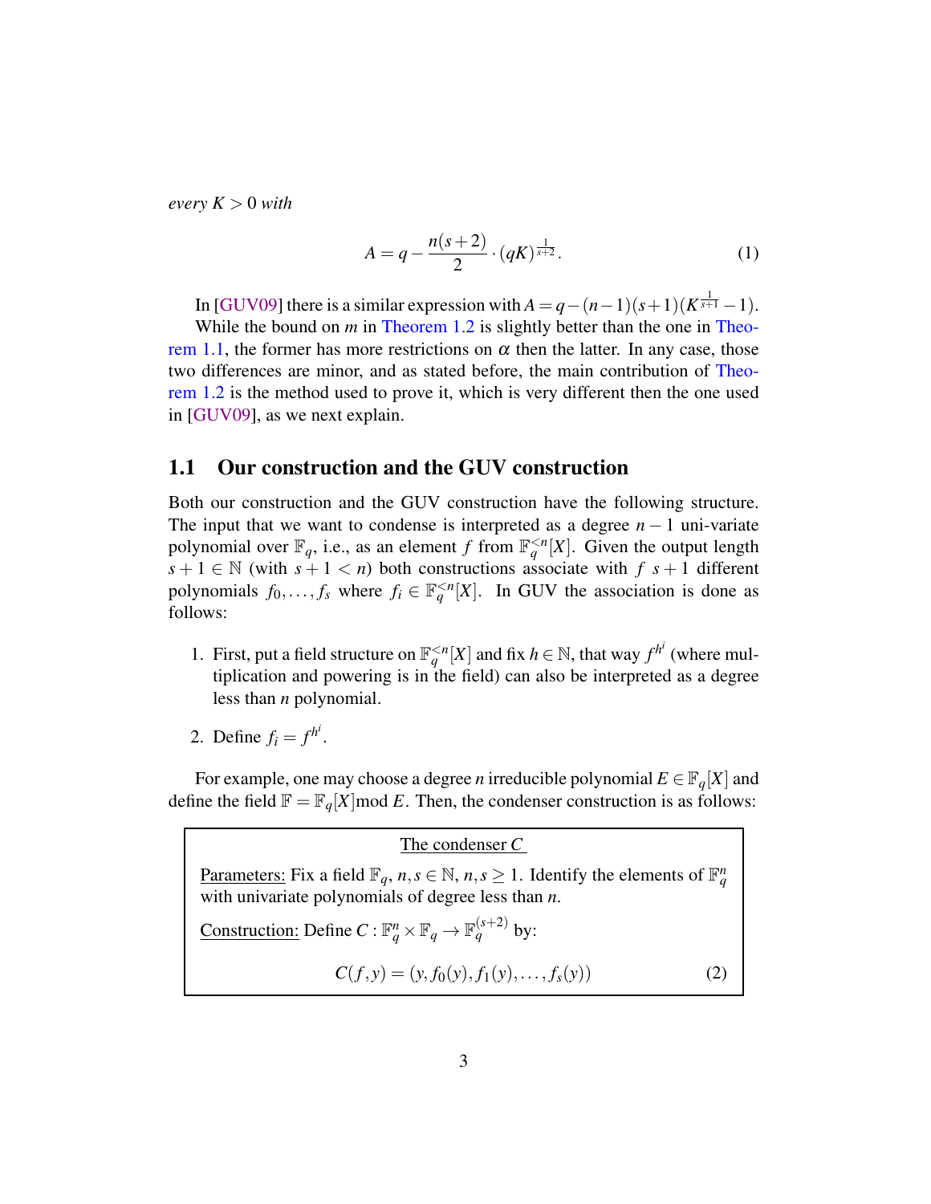*every* $K > 0$ *with*

$$A = q - \frac{n(s+2)}{2} \cdot (qK)^{\frac{1}{s+2}}. \tag{1}$$

In [GUV09] there is a similar expression with $A = q - (n-1)(s+1)(K^{\frac{1}{s+1}} - 1)$.

While the bound on $m$ in Theorem 1.2 is slightly better than the one in Theorem 1.1, the former has more restrictions on $\alpha$ then the latter. In any case, those two differences are minor, and as stated before, the main contribution of Theorem 1.2 is the method used to prove it, which is very different then the one used in [GUV09], as we next explain.

## 1.1 Our construction and the GUV construction

Both our construction and the GUV construction have the following structure. The input that we want to condense is interpreted as a degree $n-1$ uni-variate polynomial over $\mathbb{F}_q$, i.e., as an element $f$ from $\mathbb{F}_q^{<n}[X]$. Given the output length $s+1 \in \mathbb{N}$ (with $s+1 < n$) both constructions associate with $f$ $s+1$ different polynomials $f_0, \ldots, f_s$ where $f_i \in \mathbb{F}_q^{<n}[X]$. In GUV the association is done as follows:

1. First, put a field structure on $\mathbb{F}_q^{<n}[X]$ and fix $h \in \mathbb{N}$, that way $f^{h^i}$ (where multiplication and powering is in the field) can also be interpreted as a degree less than $n$ polynomial.
2. Define $f_i = f^{h^i}$.

For example, one may choose a degree $n$ irreducible polynomial $E \in \mathbb{F}_q[X]$ and define the field $\mathbb{F} = \mathbb{F}_q[X] \text{mod } E$. Then, the condenser construction is as follows:

> <u>The condenser $C$</u>
>
> <u>Parameters:</u> Fix a field $\mathbb{F}_q$, $n, s \in \mathbb{N}$, $n, s \geq 1$. Identify the elements of $\mathbb{F}_q^n$ with univariate polynomials of degree less than $n$.
>
> <u>Construction:</u> Define $C : \mathbb{F}_q^n \times \mathbb{F}_q \to \mathbb{F}_q^{(s+2)}$ by:
>
> $$C(f, y) = (y, f_0(y), f_1(y), \ldots, f_s(y)) \tag{2}$$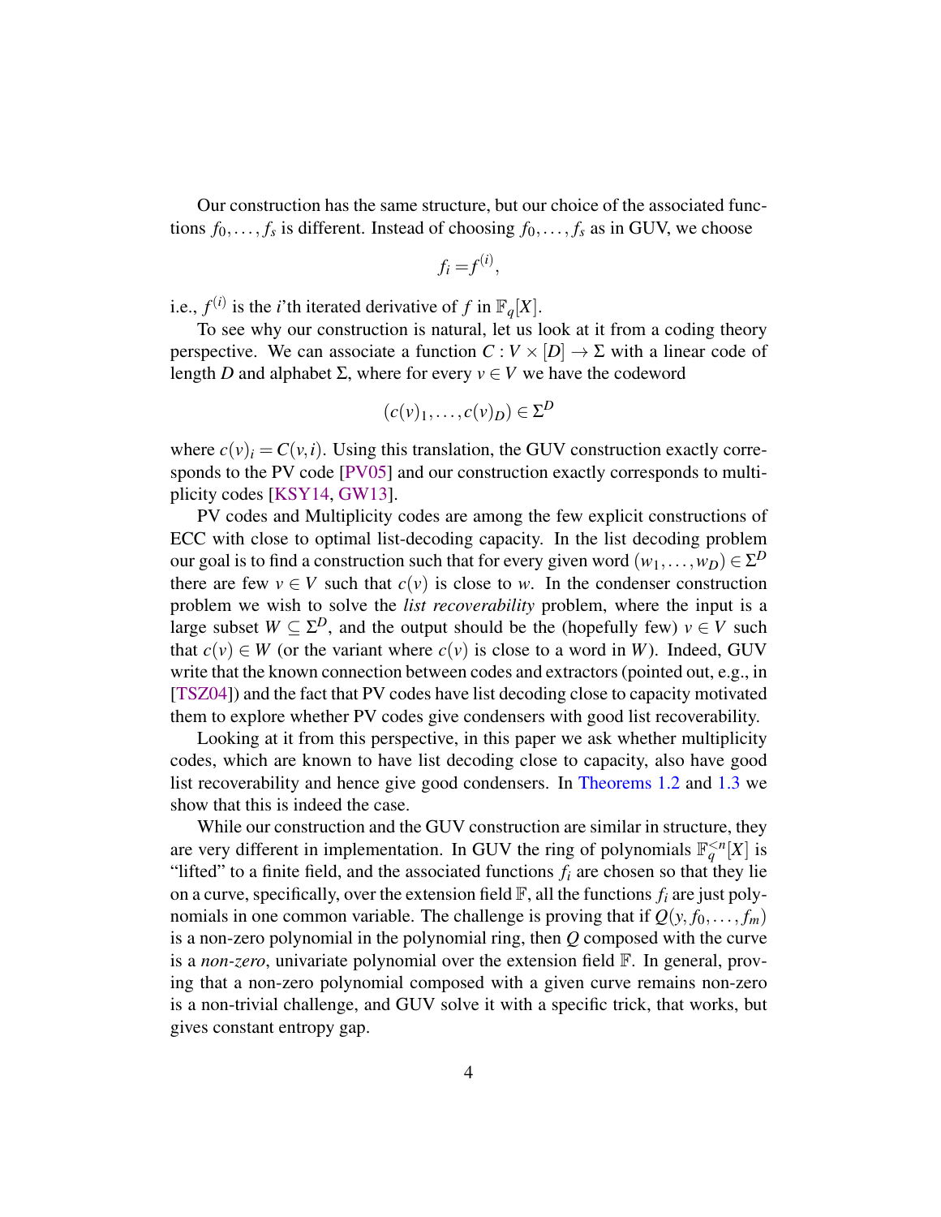Our construction has the same structure, but our choice of the associated functions $f_0, \dots, f_s$ is different. Instead of choosing $f_0, \dots, f_s$ as in GUV, we choose

$$f_i = f^{(i)},$$

i.e., $f^{(i)}$ is the $i$'th iterated derivative of $f$ in $\mathbb{F}_q[X]$.

To see why our construction is natural, let us look at it from a coding theory perspective. We can associate a function $C : V \times [D] \to \Sigma$ with a linear code of length $D$ and alphabet $\Sigma$, where for every $v \in V$ we have the codeword

$$(c(v)_1, \dots, c(v)_D) \in \Sigma^D$$

where $c(v)_i = C(v,i)$. Using this translation, the GUV construction exactly corresponds to the PV code [PV05] and our construction exactly corresponds to multiplicity codes [KSY14, GW13].

PV codes and Multiplicity codes are among the few explicit constructions of ECC with close to optimal list-decoding capacity. In the list decoding problem our goal is to find a construction such that for every given word $(w_1, \dots, w_D) \in \Sigma^D$ there are few $v \in V$ such that $c(v)$ is close to $w$. In the condenser construction problem we wish to solve the *list recoverability* problem, where the input is a large subset $W \subseteq \Sigma^D$, and the output should be the (hopefully few) $v \in V$ such that $c(v) \in W$ (or the variant where $c(v)$ is close to a word in $W$). Indeed, GUV write that the known connection between codes and extractors (pointed out, e.g., in [TSZ04]) and the fact that PV codes have list decoding close to capacity motivated them to explore whether PV codes give condensers with good list recoverability.

Looking at it from this perspective, in this paper we ask whether multiplicity codes, which are known to have list decoding close to capacity, also have good list recoverability and hence give good condensers. In Theorems 1.2 and 1.3 we show that this is indeed the case.

While our construction and the GUV construction are similar in structure, they are very different in implementation. In GUV the ring of polynomials $\mathbb{F}_q^{<n}[X]$ is "lifted" to a finite field, and the associated functions $f_i$ are chosen so that they lie on a curve, specifically, over the extension field $\mathbb{F}$, all the functions $f_i$ are just polynomials in one common variable. The challenge is proving that if $Q(y, f_0, \dots, f_m)$ is a non-zero polynomial in the polynomial ring, then $Q$ composed with the curve is a *non-zero*, univariate polynomial over the extension field $\mathbb{F}$. In general, proving that a non-zero polynomial composed with a given curve remains non-zero is a non-trivial challenge, and GUV solve it with a specific trick, that works, but gives constant entropy gap.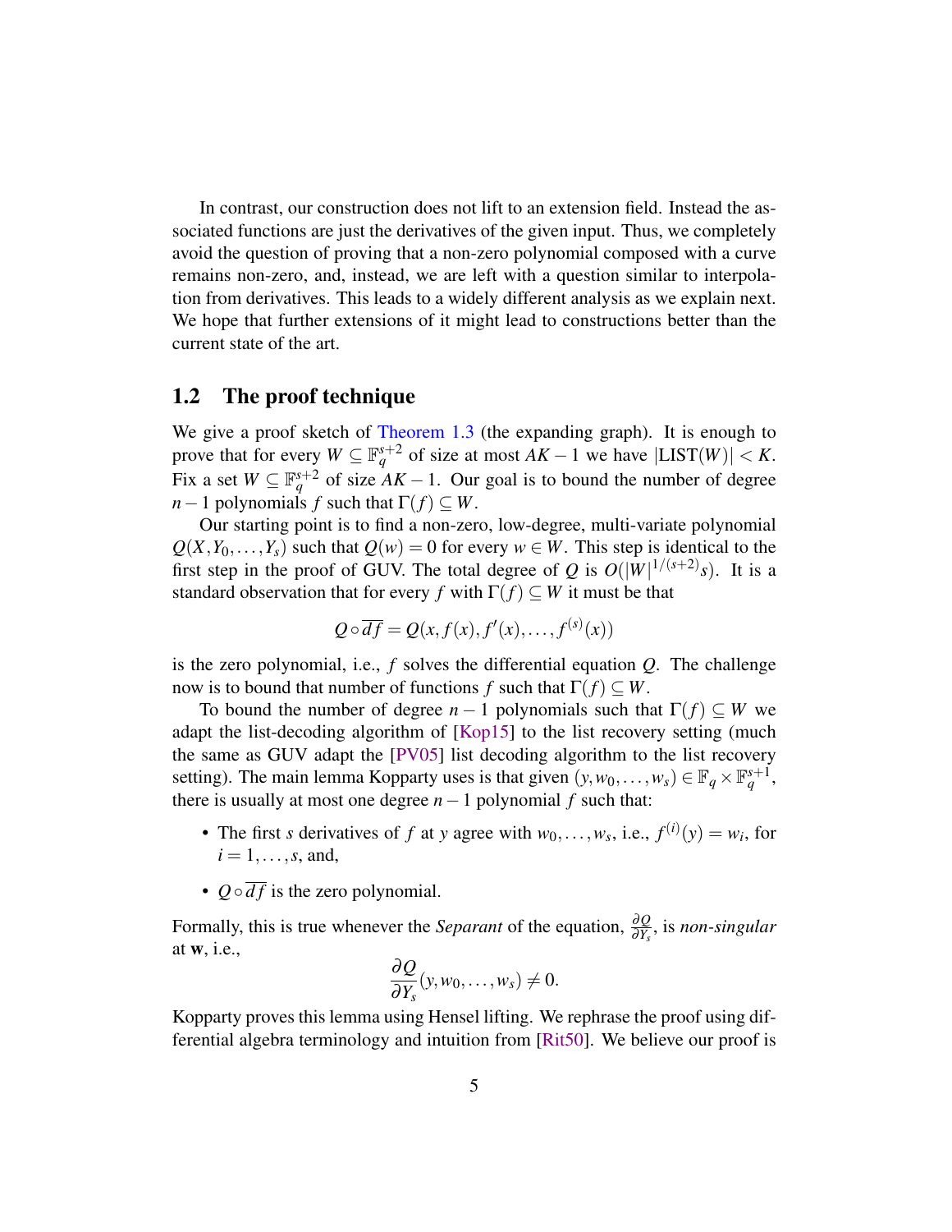In contrast, our construction does not lift to an extension field. Instead the associated functions are just the derivatives of the given input. Thus, we completely avoid the question of proving that a non-zero polynomial composed with a curve remains non-zero, and, instead, we are left with a question similar to interpolation from derivatives. This leads to a widely different analysis as we explain next. We hope that further extensions of it might lead to constructions better than the current state of the art.

## 1.2 The proof technique

We give a proof sketch of Theorem 1.3 (the expanding graph). It is enough to prove that for every $W \subseteq \mathbb{F}_q^{s+2}$ of size at most $AK-1$ we have $|\text{LIST}(W)| < K$. Fix a set $W \subseteq \mathbb{F}_q^{s+2}$ of size $AK-1$. Our goal is to bound the number of degree $n-1$ polynomials $f$ such that $\Gamma(f) \subseteq W$.

Our starting point is to find a non-zero, low-degree, multi-variate polynomial $Q(X, Y_0, \ldots, Y_s)$ such that $Q(w) = 0$ for every $w \in W$. This step is identical to the first step in the proof of GUV. The total degree of $Q$ is $O(|W|^{1/(s+2)}s)$. It is a standard observation that for every $f$ with $\Gamma(f) \subseteq W$ it must be that

$$Q \circ \overline{df} = Q(x, f(x), f'(x), \ldots, f^{(s)}(x))$$

is the zero polynomial, i.e., $f$ solves the differential equation $Q$. The challenge now is to bound that number of functions $f$ such that $\Gamma(f) \subseteq W$.

To bound the number of degree $n-1$ polynomials such that $\Gamma(f) \subseteq W$ we adapt the list-decoding algorithm of [Kop15] to the list recovery setting (much the same as GUV adapt the [PV05] list decoding algorithm to the list recovery setting). The main lemma Kopparty uses is that given $(y, w_0, \ldots, w_s) \in \mathbb{F}_q \times \mathbb{F}_q^{s+1}$, there is usually at most one degree $n-1$ polynomial $f$ such that:

- The first $s$ derivatives of $f$ at $y$ agree with $w_0, \ldots, w_s$, i.e., $f^{(i)}(y) = w_i$, for $i = 1, \ldots, s$, and,
- $Q \circ \overline{df}$ is the zero polynomial.

Formally, this is true whenever the *Separant* of the equation, $\frac{\partial Q}{\partial Y_s}$, is *non-singular* at $\mathbf{w}$, i.e.,

$$\frac{\partial Q}{\partial Y_s}(y, w_0, \ldots, w_s) \neq 0.$$

Kopparty proves this lemma using Hensel lifting. We rephrase the proof using differential algebra terminology and intuition from [Rit50]. We believe our proof is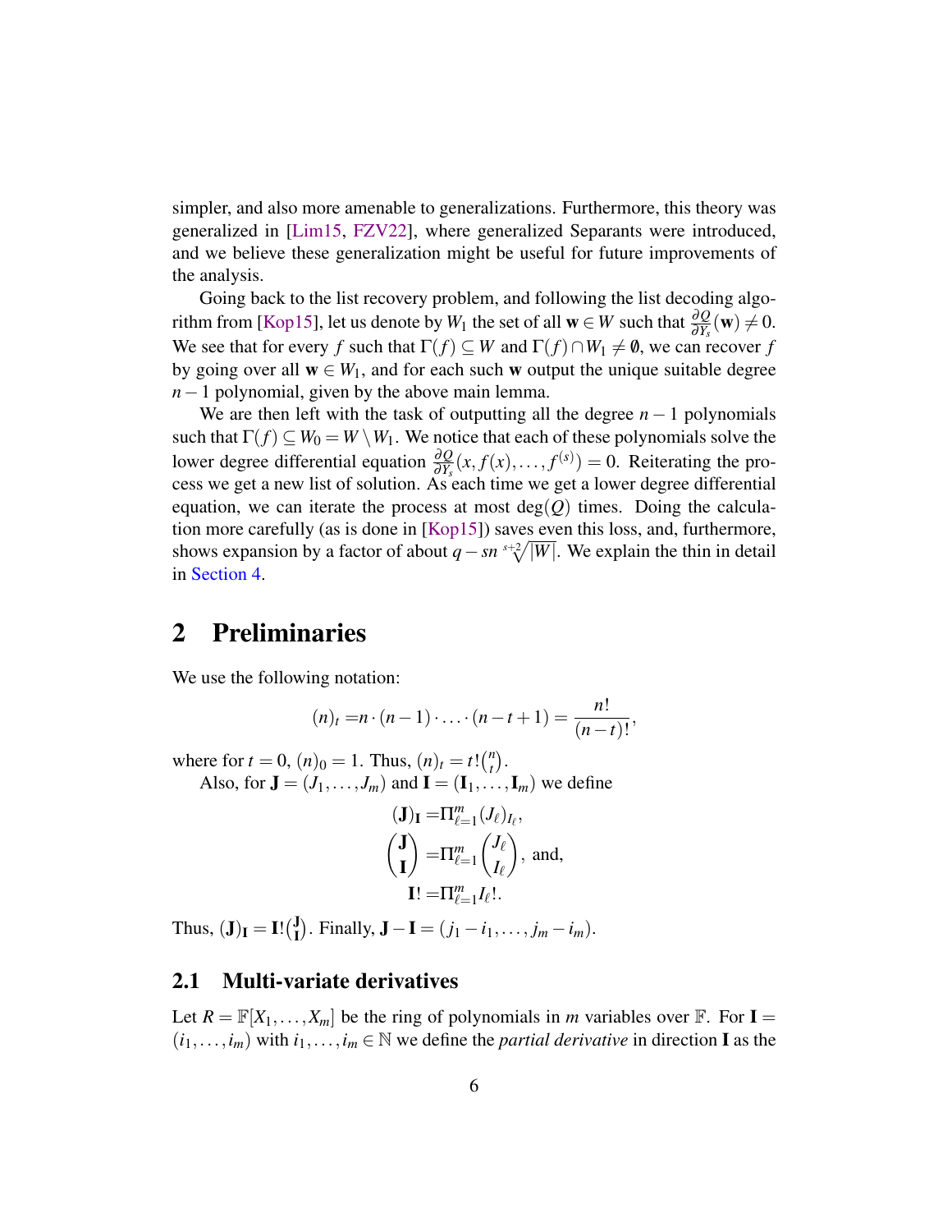simpler, and also more amenable to generalizations. Furthermore, this theory was generalized in [Lim15, FZV22], where generalized Separants were introduced, and we believe these generalization might be useful for future improvements of the analysis.

Going back to the list recovery problem, and following the list decoding algorithm from [Kop15], let us denote by $W_1$ the set of all $\mathbf{w} \in W$ such that $\frac{\partial Q}{\partial Y_s}(\mathbf{w}) \neq 0$. We see that for every $f$ such that $\Gamma(f) \subseteq W$ and $\Gamma(f) \cap W_1 \neq \emptyset$, we can recover $f$ by going over all $\mathbf{w} \in W_1$, and for each such $\mathbf{w}$ output the unique suitable degree $n-1$ polynomial, given by the above main lemma.

We are then left with the task of outputting all the degree $n-1$ polynomials such that $\Gamma(f) \subseteq W_0 = W \setminus W_1$. We notice that each of these polynomials solve the lower degree differential equation $\frac{\partial Q}{\partial Y_s}(x, f(x), \ldots, f^{(s)}) = 0$. Reiterating the process we get a new list of solution. As each time we get a lower degree differential equation, we can iterate the process at most $\deg(Q)$ times. Doing the calculation more carefully (as is done in [Kop15]) saves even this loss, and, furthermore, shows expansion by a factor of about $q - sn \sqrt[s+2]{|W|}$. We explain the thin in detail in Section 4.

## 2 Preliminaries

We use the following notation:

$$(n)_t = n \cdot (n-1) \cdot \ldots \cdot (n-t+1) = \frac{n!}{(n-t)!},$$

where for $t = 0$, $(n)_0 = 1$. Thus, $(n)_t = t!\binom{n}{t}$.

Also, for $\mathbf{J} = (J_1, \ldots, J_m)$ and $\mathbf{I} = (\mathbf{I}_1, \ldots, \mathbf{I}_m)$ we define

$$(\mathbf{J})_{\mathbf{I}} = \Pi_{\ell=1}^{m} (J_\ell)_{I_\ell},$$
$$\binom{\mathbf{J}}{\mathbf{I}} = \Pi_{\ell=1}^{m} \binom{J_\ell}{I_\ell}, \text{ and,}$$
$$\mathbf{I}! = \Pi_{\ell=1}^{m} I_\ell!.$$

Thus, $(\mathbf{J})_{\mathbf{I}} = \mathbf{I}!\binom{\mathbf{J}}{\mathbf{I}}$. Finally, $\mathbf{J} - \mathbf{I} = (j_1 - i_1, \ldots, j_m - i_m)$.

### 2.1 Multi-variate derivatives

Let $R = \mathbb{F}[X_1, \ldots, X_m]$ be the ring of polynomials in $m$ variables over $\mathbb{F}$. For $\mathbf{I} = (i_1, \ldots, i_m)$ with $i_1, \ldots, i_m \in \mathbb{N}$ we define the *partial derivative* in direction $\mathbf{I}$ as the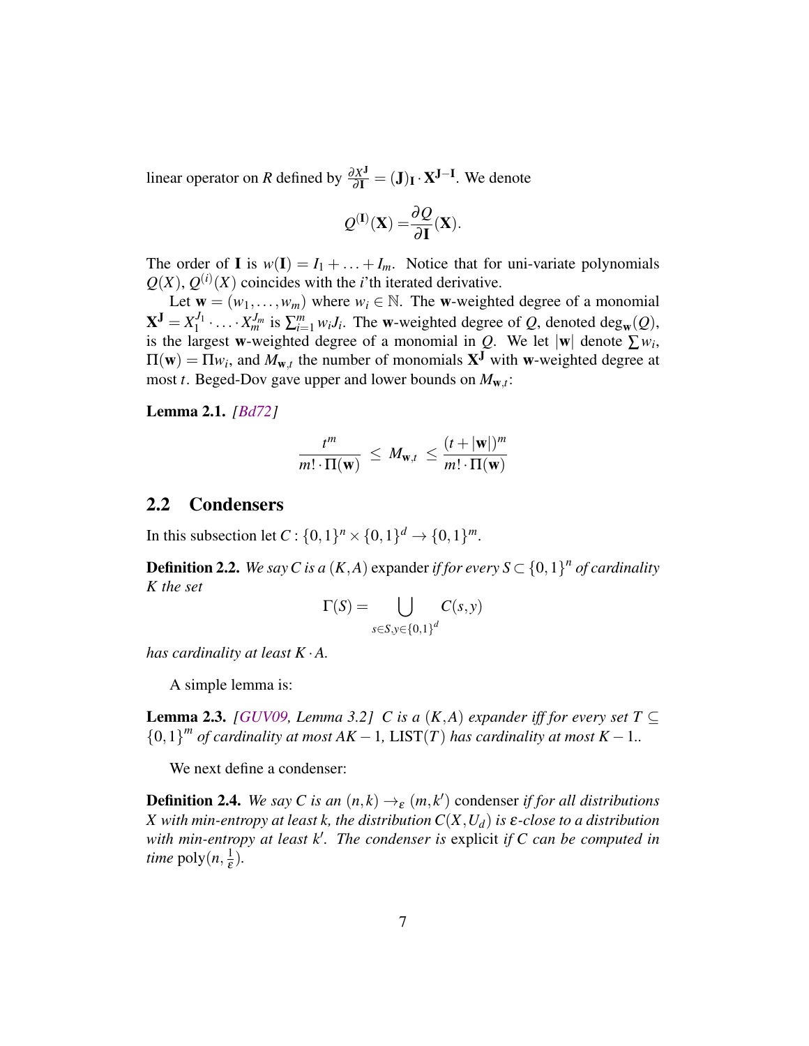linear operator on $R$ defined by $\frac{\partial X^{\mathbf{J}}}{\partial \mathbf{I}} = (\mathbf{J})_{\mathbf{I}} \cdot \mathbf{X}^{\mathbf{J}-\mathbf{I}}$. We denote

$$Q^{(\mathbf{I})}(\mathbf{X}) = \frac{\partial Q}{\partial \mathbf{I}}(\mathbf{X}).$$

The order of $\mathbf{I}$ is $w(\mathbf{I}) = I_1 + \ldots + I_m$. Notice that for uni-variate polynomials $Q(X)$, $Q^{(i)}(X)$ coincides with the $i$'th iterated derivative.

Let $\mathbf{w} = (w_1, \ldots, w_m)$ where $w_i \in \mathbb{N}$. The $\mathbf{w}$-weighted degree of a monomial $\mathbf{X}^{\mathbf{J}} = X_1^{J_1} \cdot \ldots \cdot X_m^{J_m}$ is $\sum_{i=1}^{m} w_i J_i$. The $\mathbf{w}$-weighted degree of $Q$, denoted $\deg_{\mathbf{w}}(Q)$, is the largest $\mathbf{w}$-weighted degree of a monomial in $Q$. We let $|\mathbf{w}|$ denote $\sum w_i$, $\Pi(\mathbf{w}) = \Pi w_i$, and $M_{\mathbf{w},t}$ the number of monomials $\mathbf{X}^{\mathbf{J}}$ with $\mathbf{w}$-weighted degree at most $t$. Beged-Dov gave upper and lower bounds on $M_{\mathbf{w},t}$:

**Lemma 2.1.** *[Bd72]*

$$\frac{t^m}{m! \cdot \Pi(\mathbf{w})} \leq M_{\mathbf{w},t} \leq \frac{(t + |\mathbf{w}|)^m}{m! \cdot \Pi(\mathbf{w})}$$

## 2.2 Condensers

In this subsection let $C : \{0,1\}^n \times \{0,1\}^d \to \{0,1\}^m$.

**Definition 2.2.** *We say $C$ is a $(K, A)$* expander *if for every $S \subset \{0,1\}^n$ of cardinality $K$ the set*

$$\Gamma(S) = \bigcup_{s \in S, y \in \{0,1\}^d} C(s, y)$$

*has cardinality at least $K \cdot A$.*

A simple lemma is:

**Lemma 2.3.** *[GUV09, Lemma 3.2] $C$ is a $(K, A)$ expander iff for every set $T \subseteq \{0,1\}^m$ of cardinality at most $AK - 1$, $\mathrm{LIST}(T)$ has cardinality at most $K - 1$..*

We next define a condenser:

**Definition 2.4.** *We say $C$ is an $(n, k) \to_{\varepsilon} (m, k')$* condenser *if for all distributions $X$ with min-entropy at least $k$, the distribution $C(X, U_d)$ is $\varepsilon$-close to a distribution with min-entropy at least $k'$. The condenser is* explicit *if $C$ can be computed in time $\mathrm{poly}(n, \frac{1}{\varepsilon})$.*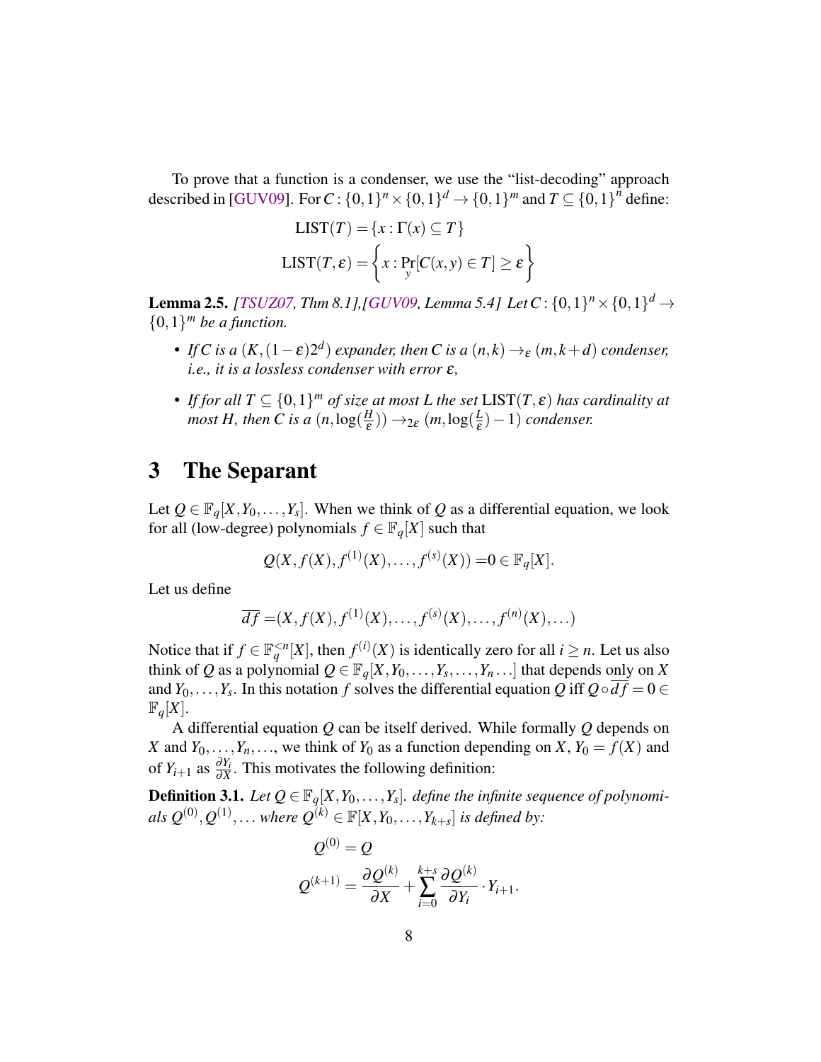To prove that a function is a condenser, we use the "list-decoding" approach described in [GUV09]. For $C : \{0,1\}^n \times \{0,1\}^d \to \{0,1\}^m$ and $T \subseteq \{0,1\}^n$ define:

$$\mathrm{LIST}(T) = \{x : \Gamma(x) \subseteq T\}$$

$$\mathrm{LIST}(T,\varepsilon) = \left\{x : \Pr_y[C(x,y) \in T] \geq \varepsilon\right\}$$

**Lemma 2.5.** *[TSUZ07, Thm 8.1],[GUV09, Lemma 5.4] Let $C : \{0,1\}^n \times \{0,1\}^d \to \{0,1\}^m$ be a function.*

- *If $C$ is a $(K, (1-\varepsilon)2^d)$ expander, then $C$ is a $(n,k) \to_\varepsilon (m, k+d)$ condenser, i.e., it is a lossless condenser with error $\varepsilon$,*
- *If for all $T \subseteq \{0,1\}^m$ of size at most $L$ the set $\mathrm{LIST}(T,\varepsilon)$ has cardinality at most $H$, then $C$ is a $(n, \log(\frac{H}{\varepsilon})) \to_{2\varepsilon} (m, \log(\frac{L}{\varepsilon}) - 1)$ condenser.*

# 3 The Separant

Let $Q \in \mathbb{F}_q[X, Y_0, \ldots, Y_s]$. When we think of $Q$ as a differential equation, we look for all (low-degree) polynomials $f \in \mathbb{F}_q[X]$ such that

$$Q(X, f(X), f^{(1)}(X), \ldots, f^{(s)}(X)) = 0 \in \mathbb{F}_q[X].$$

Let us define

$$\overline{df} = (X, f(X), f^{(1)}(X), \ldots, f^{(s)}(X), \ldots, f^{(n)}(X), \ldots)$$

Notice that if $f \in \mathbb{F}_q^{<n}[X]$, then $f^{(i)}(X)$ is identically zero for all $i \geq n$. Let us also think of $Q$ as a polynomial $Q \in \mathbb{F}_q[X, Y_0, \ldots, Y_s, \ldots, Y_n \ldots]$ that depends only on $X$ and $Y_0, \ldots, Y_s$. In this notation $f$ solves the differential equation $Q$ iff $Q \circ \overline{df} = 0 \in \mathbb{F}_q[X]$.

A differential equation $Q$ can be itself derived. While formally $Q$ depends on $X$ and $Y_0, \ldots, Y_n, \ldots$, we think of $Y_0$ as a function depending on $X$, $Y_0 = f(X)$ and of $Y_{i+1}$ as $\frac{\partial Y_i}{\partial X}$. This motivates the following definition:

**Definition 3.1.** *Let $Q \in \mathbb{F}_q[X, Y_0, \ldots, Y_s]$. define the infinite sequence of polynomials $Q^{(0)}, Q^{(1)}, \ldots$ where $Q^{(k)} \in \mathbb{F}[X, Y_0, \ldots, Y_{k+s}]$ is defined by:*

$$Q^{(0)} = Q$$

$$Q^{(k+1)} = \frac{\partial Q^{(k)}}{\partial X} + \sum_{i=0}^{k+s} \frac{\partial Q^{(k)}}{\partial Y_i} \cdot Y_{i+1}.$$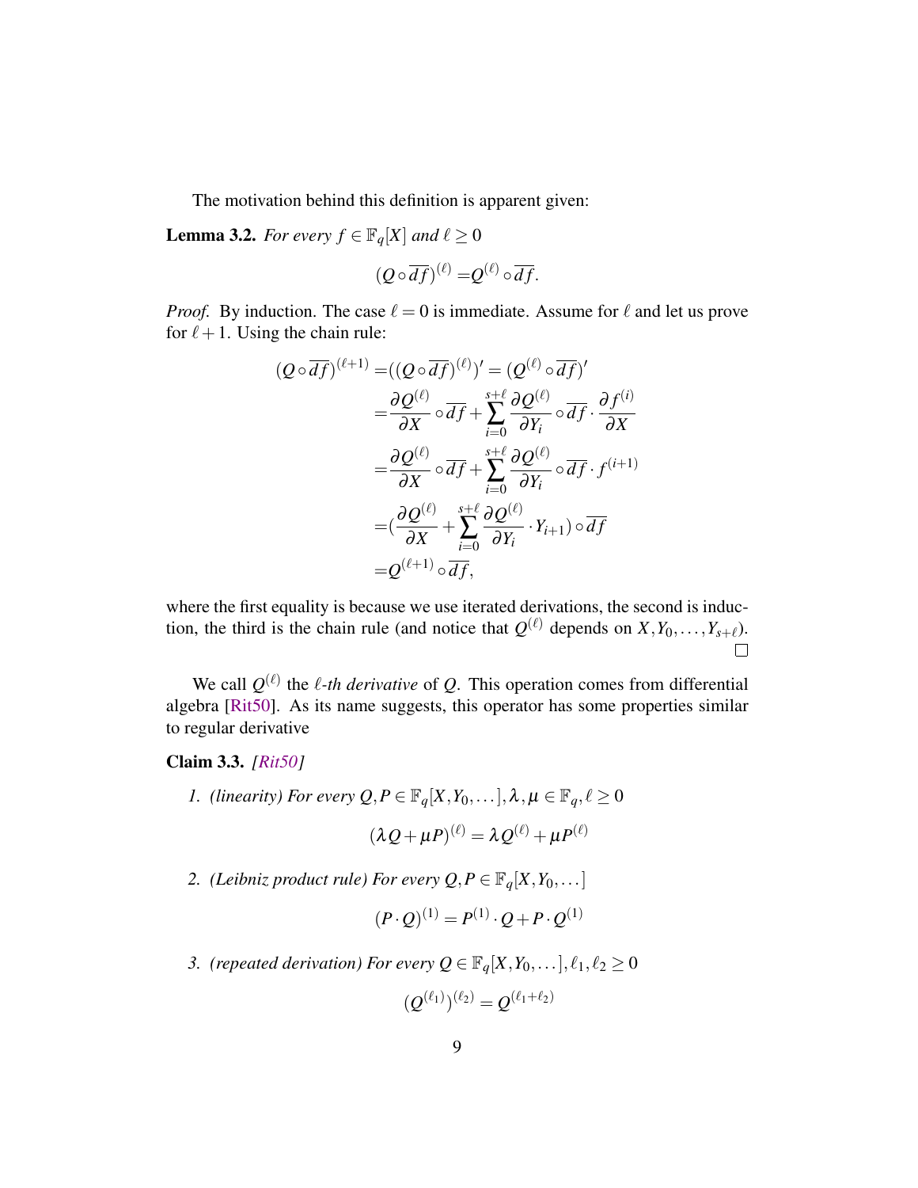The motivation behind this definition is apparent given:

**Lemma 3.2.** *For every $f \in \mathbb{F}_q[X]$ and $\ell \geq 0$*

$$(Q \circ \overline{df})^{(\ell)} = Q^{(\ell)} \circ \overline{df}.$$

*Proof.* By induction. The case $\ell = 0$ is immediate. Assume for $\ell$ and let us prove for $\ell + 1$. Using the chain rule:

$$\begin{aligned}
(Q \circ \overline{df})^{(\ell+1)} =& ((Q \circ \overline{df})^{(\ell)})' = (Q^{(\ell)} \circ \overline{df})' \\
=& \frac{\partial Q^{(\ell)}}{\partial X} \circ \overline{df} + \sum_{i=0}^{s+\ell} \frac{\partial Q^{(\ell)}}{\partial Y_i} \circ \overline{df} \cdot \frac{\partial f^{(i)}}{\partial X} \\
=& \frac{\partial Q^{(\ell)}}{\partial X} \circ \overline{df} + \sum_{i=0}^{s+\ell} \frac{\partial Q^{(\ell)}}{\partial Y_i} \circ \overline{df} \cdot f^{(i+1)} \\
=& \left(\frac{\partial Q^{(\ell)}}{\partial X} + \sum_{i=0}^{s+\ell} \frac{\partial Q^{(\ell)}}{\partial Y_i} \cdot Y_{i+1}\right) \circ \overline{df} \\
=& Q^{(\ell+1)} \circ \overline{df},
\end{aligned}$$

where the first equality is because we use iterated derivations, the second is induction, the third is the chain rule (and notice that $Q^{(\ell)}$ depends on $X, Y_0, \ldots, Y_{s+\ell}$). □

We call $Q^{(\ell)}$ the *$\ell$-th derivative* of $Q$. This operation comes from differential algebra [Rit50]. As its name suggests, this operator has some properties similar to regular derivative

**Claim 3.3.** *[Rit50]*

1. *(linearity) For every $Q, P \in \mathbb{F}_q[X, Y_0, \ldots], \lambda, \mu \in \mathbb{F}_q, \ell \geq 0$*

$$(\lambda Q + \mu P)^{(\ell)} = \lambda Q^{(\ell)} + \mu P^{(\ell)}$$

2. *(Leibniz product rule) For every $Q, P \in \mathbb{F}_q[X, Y_0, \ldots]$*

$$(P \cdot Q)^{(1)} = P^{(1)} \cdot Q + P \cdot Q^{(1)}$$

3. *(repeated derivation) For every $Q \in \mathbb{F}_q[X, Y_0, \ldots], \ell_1, \ell_2 \geq 0$*

$$(Q^{(\ell_1)})^{(\ell_2)} = Q^{(\ell_1 + \ell_2)}$$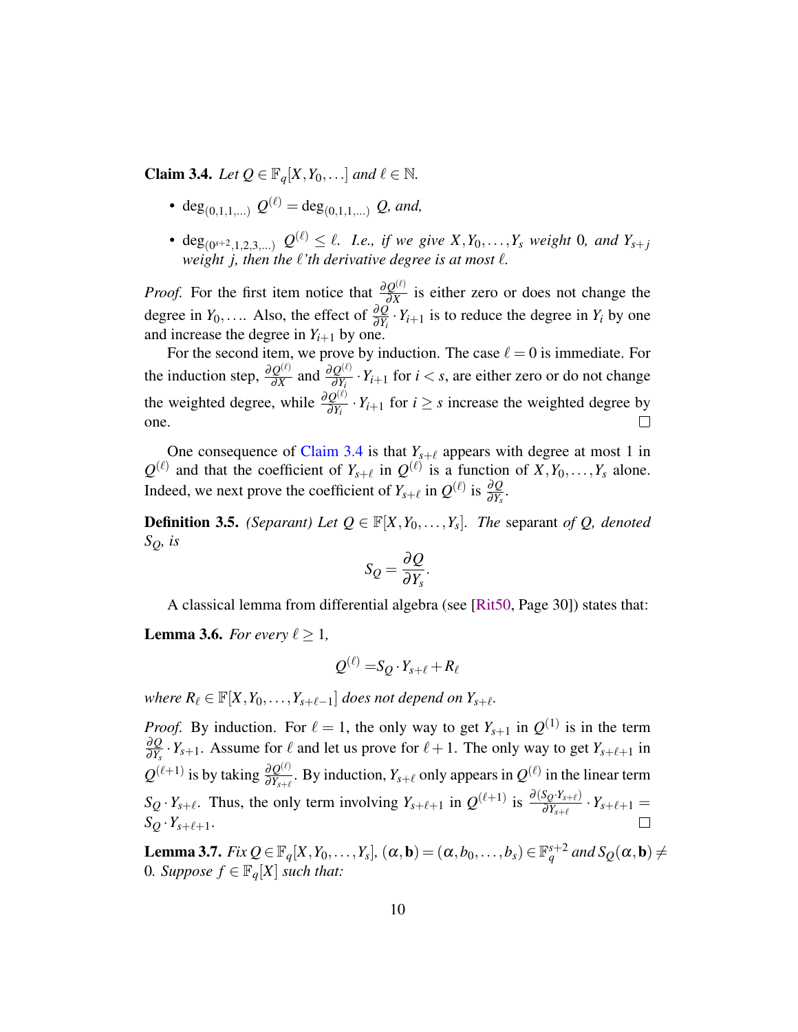**Claim 3.4.** *Let $Q \in \mathbb{F}_q[X, Y_0, \ldots]$ and $\ell \in \mathbb{N}$.*

- $\deg_{(0,1,1,\ldots)} Q^{(\ell)} = \deg_{(0,1,1,\ldots)} Q$*, and,*
- $\deg_{(0^{s+2},1,2,3,\ldots)} Q^{(\ell)} \leq \ell$*. I.e., if we give $X, Y_0, \ldots, Y_s$ weight 0, and $Y_{s+j}$ weight $j$, then the $\ell$'th derivative degree is at most $\ell$.*

*Proof.* For the first item notice that $\frac{\partial Q^{(\ell)}}{\partial X}$ is either zero or does not change the degree in $Y_0, \ldots$. Also, the effect of $\frac{\partial Q}{\partial Y_i} \cdot Y_{i+1}$ is to reduce the degree in $Y_i$ by one and increase the degree in $Y_{i+1}$ by one.

For the second item, we prove by induction. The case $\ell = 0$ is immediate. For the induction step, $\frac{\partial Q^{(\ell)}}{\partial X}$ and $\frac{\partial Q^{(\ell)}}{\partial Y_i} \cdot Y_{i+1}$ for $i < s$, are either zero or do not change the weighted degree, while $\frac{\partial Q^{(\ell)}}{\partial Y_i} \cdot Y_{i+1}$ for $i \geq s$ increase the weighted degree by one. □

One consequence of Claim 3.4 is that $Y_{s+\ell}$ appears with degree at most 1 in $Q^{(\ell)}$ and that the coefficient of $Y_{s+\ell}$ in $Q^{(\ell)}$ is a function of $X, Y_0, \ldots, Y_s$ alone. Indeed, we next prove the coefficient of $Y_{s+\ell}$ in $Q^{(\ell)}$ is $\frac{\partial Q}{\partial Y_s}$.

**Definition 3.5.** *(Separant) Let $Q \in \mathbb{F}[X, Y_0, \ldots, Y_s]$. The* separant *of $Q$, denoted $S_Q$, is*

$$S_Q = \frac{\partial Q}{\partial Y_s}.$$

A classical lemma from differential algebra (see [Rit50, Page 30]) states that:

**Lemma 3.6.** *For every $\ell \geq 1$,*

$$Q^{(\ell)} = S_Q \cdot Y_{s+\ell} + R_\ell$$

*where $R_\ell \in \mathbb{F}[X, Y_0, \ldots, Y_{s+\ell-1}]$ does not depend on $Y_{s+\ell}$.*

*Proof.* By induction. For $\ell = 1$, the only way to get $Y_{s+1}$ in $Q^{(1)}$ is in the term $\frac{\partial Q}{\partial Y_s} \cdot Y_{s+1}$. Assume for $\ell$ and let us prove for $\ell + 1$. The only way to get $Y_{s+\ell+1}$ in $Q^{(\ell+1)}$ is by taking $\frac{\partial Q^{(\ell)}}{\partial Y_{s+\ell}}$. By induction, $Y_{s+\ell}$ only appears in $Q^{(\ell)}$ in the linear term $S_Q \cdot Y_{s+\ell}$. Thus, the only term involving $Y_{s+\ell+1}$ in $Q^{(\ell+1)}$ is $\frac{\partial (S_Q \cdot Y_{s+\ell})}{\partial Y_{s+\ell}} \cdot Y_{s+\ell+1} = S_Q \cdot Y_{s+\ell+1}$. □

**Lemma 3.7.** *Fix $Q \in \mathbb{F}_q[X, Y_0, \ldots, Y_s]$, $(\alpha, \mathbf{b}) = (\alpha, b_0, \ldots, b_s) \in \mathbb{F}_q^{s+2}$ and $S_Q(\alpha, \mathbf{b}) \neq 0$. Suppose $f \in \mathbb{F}_q[X]$ such that:*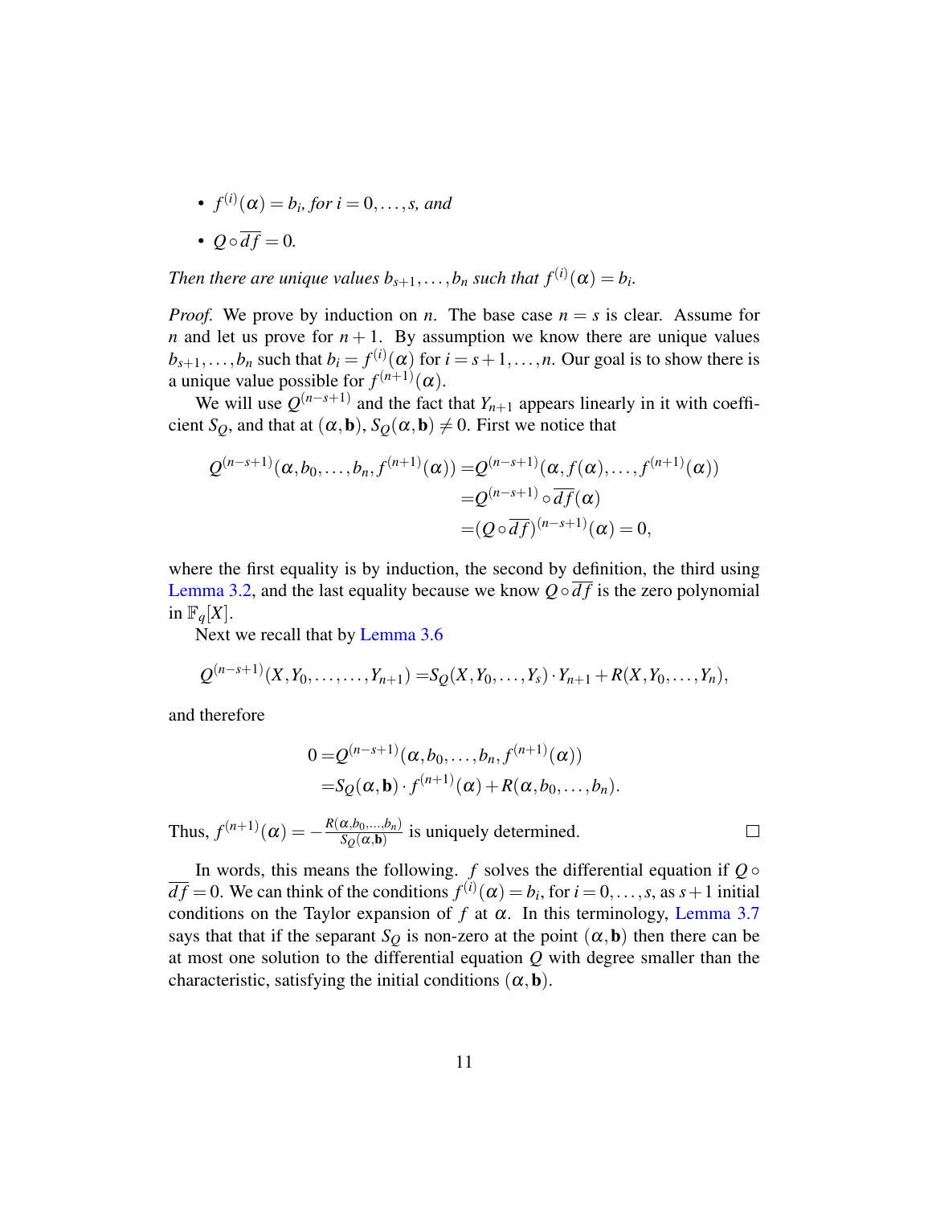- *$f^{(i)}(\alpha) = b_i$, for $i = 0, \ldots, s$, and*
- *$Q \circ \overline{df} = 0$.*

*Then there are unique values $b_{s+1}, \ldots, b_n$ such that $f^{(i)}(\alpha) = b_i$.*

*Proof.* We prove by induction on $n$. The base case $n = s$ is clear. Assume for $n$ and let us prove for $n+1$. By assumption we know there are unique values $b_{s+1}, \ldots, b_n$ such that $b_i = f^{(i)}(\alpha)$ for $i = s+1, \ldots, n$. Our goal is to show there is a unique value possible for $f^{(n+1)}(\alpha)$.

We will use $Q^{(n-s+1)}$ and the fact that $Y_{n+1}$ appears linearly in it with coefficient $S_Q$, and that at $(\alpha, \mathbf{b})$, $S_Q(\alpha, \mathbf{b}) \neq 0$. First we notice that

$$
\begin{aligned}
Q^{(n-s+1)}(\alpha, b_0, \ldots, b_n, f^{(n+1)}(\alpha)) =& Q^{(n-s+1)}(\alpha, f(\alpha), \ldots, f^{(n+1)}(\alpha)) \\
=& Q^{(n-s+1)} \circ \overline{df}(\alpha) \\
=& (Q \circ \overline{df})^{(n-s+1)}(\alpha) = 0,
\end{aligned}
$$

where the first equality is by induction, the second by definition, the third using Lemma 3.2, and the last equality because we know $Q \circ \overline{df}$ is the zero polynomial in $\mathbb{F}_q[X]$.

Next we recall that by Lemma 3.6

$$
Q^{(n-s+1)}(X, Y_0, \ldots, \ldots, Y_{n+1}) = S_Q(X, Y_0, \ldots, Y_s) \cdot Y_{n+1} + R(X, Y_0, \ldots, Y_n),
$$

and therefore

$$
\begin{aligned}
0 =& Q^{(n-s+1)}(\alpha, b_0, \ldots, b_n, f^{(n+1)}(\alpha)) \\
=& S_Q(\alpha, \mathbf{b}) \cdot f^{(n+1)}(\alpha) + R(\alpha, b_0, \ldots, b_n).
\end{aligned}
$$

Thus, $f^{(n+1)}(\alpha) = -\frac{R(\alpha, b_0, \ldots, b_n)}{S_Q(\alpha, \mathbf{b})}$ is uniquely determined. $\square$

In words, this means the following. $f$ solves the differential equation if $Q \circ \overline{df} = 0$. We can think of the conditions $f^{(i)}(\alpha) = b_i$, for $i = 0, \ldots, s$, as $s+1$ initial conditions on the Taylor expansion of $f$ at $\alpha$. In this terminology, Lemma 3.7 says that that if the separant $S_Q$ is non-zero at the point $(\alpha, \mathbf{b})$ then there can be at most one solution to the differential equation $Q$ with degree smaller than the characteristic, satisfying the initial conditions $(\alpha, \mathbf{b})$.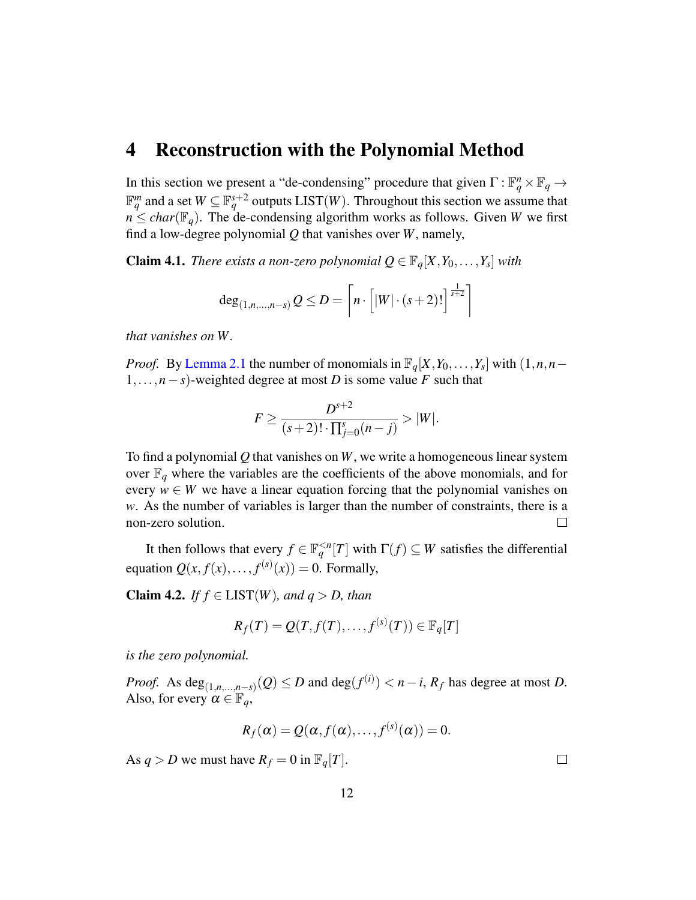# 4 Reconstruction with the Polynomial Method

In this section we present a "de-condensing" procedure that given $\Gamma : \mathbb{F}_q^n \times \mathbb{F}_q \to \mathbb{F}_q^m$ and a set $W \subseteq \mathbb{F}_q^{s+2}$ outputs $\mathrm{LIST}(W)$. Throughout this section we assume that $n \leq char(\mathbb{F}_q)$. The de-condensing algorithm works as follows. Given $W$ we first find a low-degree polynomial $Q$ that vanishes over $W$, namely,

**Claim 4.1.** *There exists a non-zero polynomial $Q \in \mathbb{F}_q[X, Y_0, \ldots, Y_s]$ with*

$$\deg_{(1,n,\ldots,n-s)} Q \leq D = \left\lceil n \cdot \left[|W| \cdot (s+2)!\right]^{\frac{1}{s+2}} \right\rceil$$

*that vanishes on $W$.*

*Proof.* By Lemma 2.1 the number of monomials in $\mathbb{F}_q[X, Y_0, \ldots, Y_s]$ with $(1, n, n-1, \ldots, n-s)$-weighted degree at most $D$ is some value $F$ such that

$$F \geq \frac{D^{s+2}}{(s+2)! \cdot \prod_{j=0}^{s}(n-j)} > |W|.$$

To find a polynomial $Q$ that vanishes on $W$, we write a homogeneous linear system over $\mathbb{F}_q$ where the variables are the coefficients of the above monomials, and for every $w \in W$ we have a linear equation forcing that the polynomial vanishes on $w$. As the number of variables is larger than the number of constraints, there is a non-zero solution. $\square$

It then follows that every $f \in \mathbb{F}_q^{<n}[T]$ with $\Gamma(f) \subseteq W$ satisfies the differential equation $Q(x, f(x), \ldots, f^{(s)}(x)) = 0$. Formally,

**Claim 4.2.** *If $f \in \mathrm{LIST}(W)$, and $q > D$, than*

$$R_f(T) = Q(T, f(T), \ldots, f^{(s)}(T)) \in \mathbb{F}_q[T]$$

*is the zero polynomial.*

*Proof.* As $\deg_{(1,n,\ldots,n-s)}(Q) \leq D$ and $\deg(f^{(i)}) < n - i$, $R_f$ has degree at most $D$. Also, for every $\alpha \in \mathbb{F}_q$,

$$R_f(\alpha) = Q(\alpha, f(\alpha), \ldots, f^{(s)}(\alpha)) = 0.$$

As $q > D$ we must have $R_f = 0$ in $\mathbb{F}_q[T]$. $\square$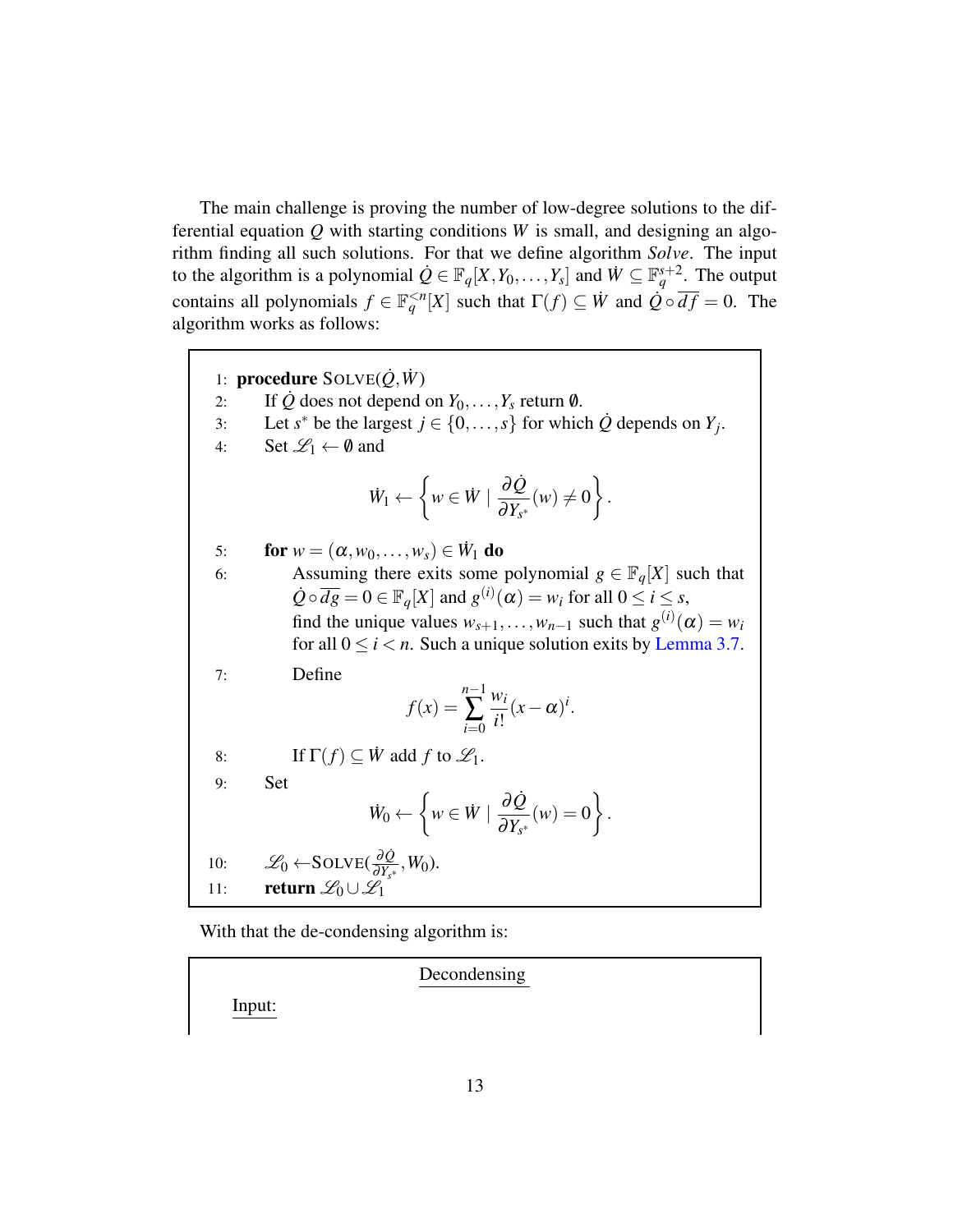The main challenge is proving the number of low-degree solutions to the differential equation $Q$ with starting conditions $W$ is small, and designing an algorithm finding all such solutions. For that we define algorithm *Solve*. The input to the algorithm is a polynomial $\dot{Q} \in \mathbb{F}_q[X, Y_0, \ldots, Y_s]$ and $\dot{W} \subseteq \mathbb{F}_q^{s+2}$. The output contains all polynomials $f \in \mathbb{F}_q^{<n}[X]$ such that $\Gamma(f) \subseteq \dot{W}$ and $\dot{Q} \circ \overline{df} = 0$. The algorithm works as follows:

```
1:  procedure SOLVE(Q̇, Ẇ)
2:      If Q̇ does not depend on Y_0, ..., Y_s return ∅.
3:      Let s* be the largest j ∈ {0, ..., s} for which Q̇ depends on Y_j.
4:      Set 𝓛_1 ← ∅ and
                Ẇ_1 ← { w ∈ Ẇ | ∂Q̇/∂Y_{s*}(w) ≠ 0 }.
5:      for w = (α, w_0, ..., w_s) ∈ Ẇ_1 do
6:          Assuming there exits some polynomial g ∈ F_q[X] such that
            Q̇ ∘ dg‾ = 0 ∈ F_q[X] and g^(i)(α) = w_i for all 0 ≤ i ≤ s,
            find the unique values w_{s+1}, ..., w_{n-1} such that g^(i)(α) = w_i
            for all 0 ≤ i < n. Such a unique solution exits by Lemma 3.7.
7:          Define
                f(x) = Σ_{i=0}^{n-1} (w_i / i!) (x − α)^i.
8:          If Γ(f) ⊆ Ẇ add f to 𝓛_1.
9:      Set
                Ẇ_0 ← { w ∈ Ẇ | ∂Q̇/∂Y_{s*}(w) = 0 }.
10:     𝓛_0 ← SOLVE(∂Q̇/∂Y_{s*}, W_0).
11:     return 𝓛_0 ∪ 𝓛_1
```

With that the de-condensing algorithm is:

**Decondensing**

Input: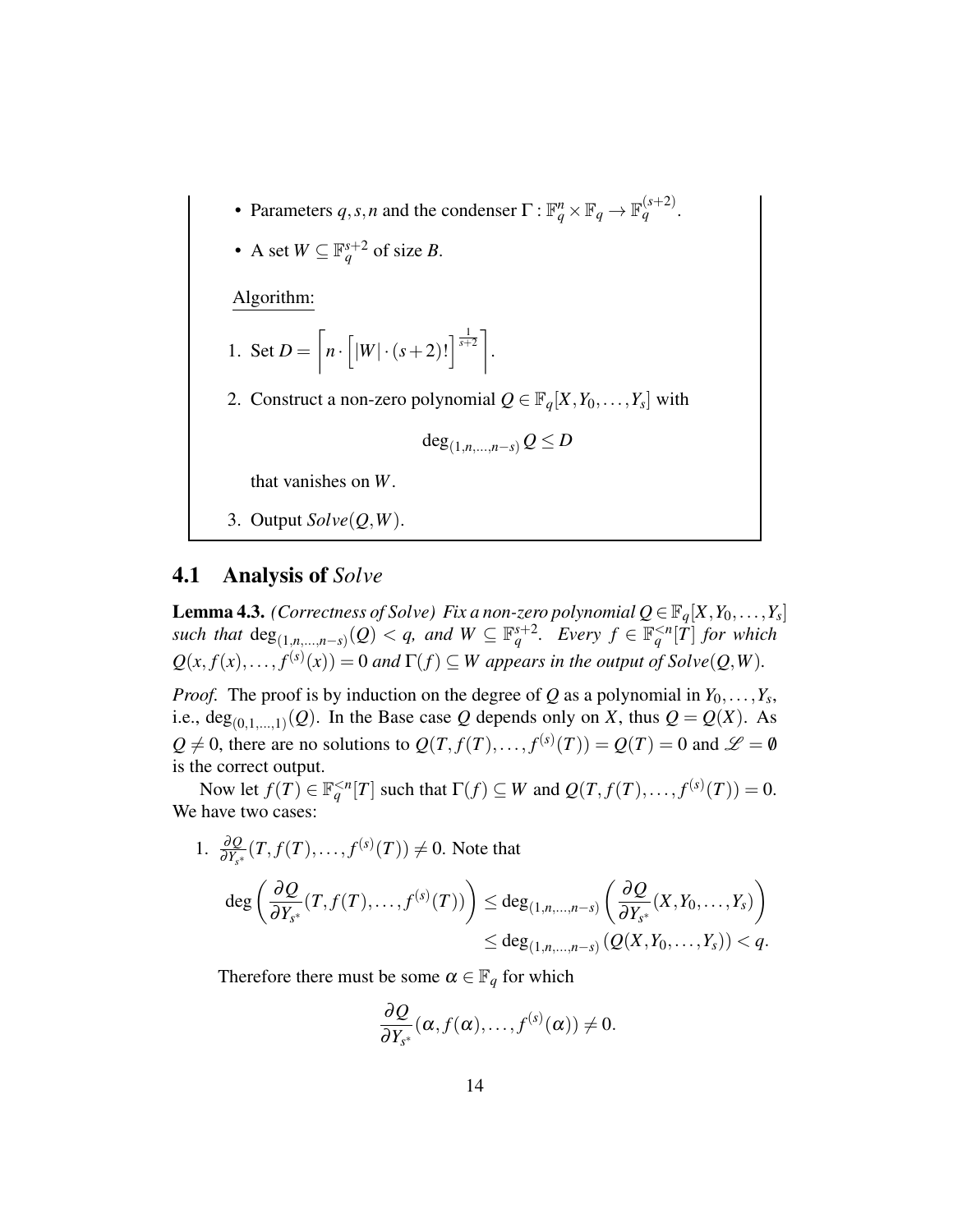- Parameters $q, s, n$ and the condenser $\Gamma : \mathbb{F}_q^n \times \mathbb{F}_q \to \mathbb{F}_q^{(s+2)}$.
- A set $W \subseteq \mathbb{F}_q^{s+2}$ of size $B$.

Algorithm:

1. Set $D = \left\lceil n \cdot \left[ |W| \cdot (s+2)! \right]^{\frac{1}{s+2}} \right\rceil$.
2. Construct a non-zero polynomial $Q \in \mathbb{F}_q[X, Y_0, \ldots, Y_s]$ with

$$\deg_{(1,n,\ldots,n-s)} Q \leq D$$

   that vanishes on $W$.
3. Output $Solve(Q, W)$.

## 4.1 Analysis of *Solve*

**Lemma 4.3.** *(Correctness of Solve) Fix a non-zero polynomial $Q \in \mathbb{F}_q[X, Y_0, \ldots, Y_s]$ such that $\deg_{(1,n,\ldots,n-s)}(Q) < q$, and $W \subseteq \mathbb{F}_q^{s+2}$. Every $f \in \mathbb{F}_q^{<n}[T]$ for which $Q(x, f(x), \ldots, f^{(s)}(x)) = 0$ and $\Gamma(f) \subseteq W$ appears in the output of $Solve(Q, W)$.*

*Proof.* The proof is by induction on the degree of $Q$ as a polynomial in $Y_0, \ldots, Y_s$, i.e., $\deg_{(0,1,\ldots,1)}(Q)$. In the Base case $Q$ depends only on $X$, thus $Q = Q(X)$. As $Q \neq 0$, there are no solutions to $Q(T, f(T), \ldots, f^{(s)}(T)) = Q(T) = 0$ and $\mathscr{L} = \emptyset$ is the correct output.

Now let $f(T) \in \mathbb{F}_q^{<n}[T]$ such that $\Gamma(f) \subseteq W$ and $Q(T, f(T), \ldots, f^{(s)}(T)) = 0$. We have two cases:

1. $\frac{\partial Q}{\partial Y_{s^*}}(T, f(T), \ldots, f^{(s)}(T)) \neq 0$. Note that

$$\begin{aligned}\deg\left(\frac{\partial Q}{\partial Y_{s^*}}(T, f(T), \ldots, f^{(s)}(T))\right) &\leq \deg_{(1,n,\ldots,n-s)}\left(\frac{\partial Q}{\partial Y_{s^*}}(X, Y_0, \ldots, Y_s)\right) \\ &\leq \deg_{(1,n,\ldots,n-s)}\left(Q(X, Y_0, \ldots, Y_s)\right) < q.\end{aligned}$$

   Therefore there must be some $\alpha \in \mathbb{F}_q$ for which

$$\frac{\partial Q}{\partial Y_{s^*}}(\alpha, f(\alpha), \ldots, f^{(s)}(\alpha)) \neq 0.$$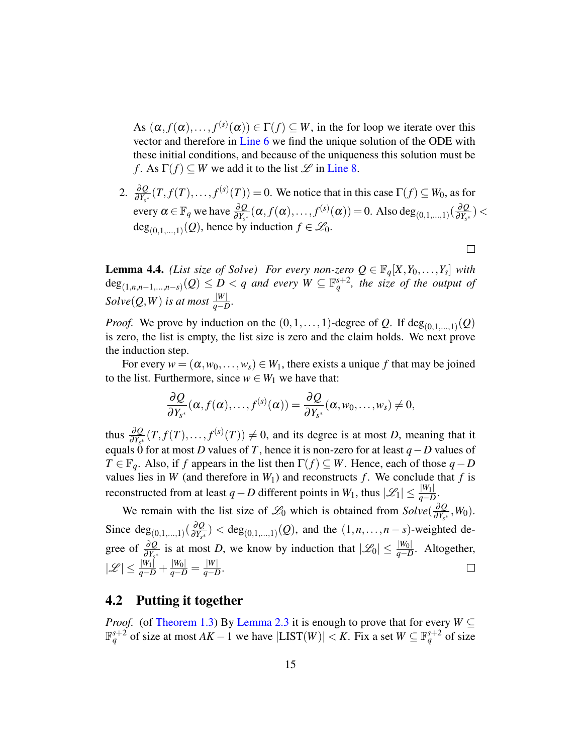As $(\alpha, f(\alpha), \dots, f^{(s)}(\alpha)) \in \Gamma(f) \subseteq W$, in the for loop we iterate over this vector and therefore in Line 6 we find the unique solution of the ODE with these initial conditions, and because of the uniqueness this solution must be $f$. As $\Gamma(f) \subseteq W$ we add it to the list $\mathscr{L}$ in Line 8.

2. $\frac{\partial Q}{\partial Y_{s^*}}(T, f(T), \dots, f^{(s)}(T)) = 0$. We notice that in this case $\Gamma(f) \subseteq W_0$, as for every $\alpha \in \mathbb{F}_q$ we have $\frac{\partial Q}{\partial Y_{s^*}}(\alpha, f(\alpha), \dots, f^{(s)}(\alpha)) = 0$. Also $\deg_{(0,1,\dots,1)}(\frac{\partial Q}{\partial Y_{s^*}}) < \deg_{(0,1,\dots,1)}(Q)$, hence by induction $f \in \mathscr{L}_0$.

□

**Lemma 4.4.** *(List size of Solve) For every non-zero $Q \in \mathbb{F}_q[X, Y_0, \dots, Y_s]$ with $\deg_{(1,n,n-1,\dots,n-s)}(Q) \le D < q$ and every $W \subseteq \mathbb{F}_q^{s+2}$, the size of the output of Solve$(Q, W)$ is at most $\frac{|W|}{q-D}$.*

*Proof.* We prove by induction on the $(0,1,\dots,1)$-degree of $Q$. If $\deg_{(0,1,\dots,1)}(Q)$ is zero, the list is empty, the list size is zero and the claim holds. We next prove the induction step.

For every $w = (\alpha, w_0, \dots, w_s) \in W_1$, there exists a unique $f$ that may be joined to the list. Furthermore, since $w \in W_1$ we have that:

$$\frac{\partial Q}{\partial Y_{s^*}}(\alpha, f(\alpha), \dots, f^{(s)}(\alpha)) = \frac{\partial Q}{\partial Y_{s^*}}(\alpha, w_0, \dots, w_s) \neq 0,$$

thus $\frac{\partial Q}{\partial Y_{s^*}}(T, f(T), \dots, f^{(s)}(T)) \neq 0$, and its degree is at most $D$, meaning that it equals 0 for at most $D$ values of $T$, hence it is non-zero for at least $q - D$ values of $T \in \mathbb{F}_q$. Also, if $f$ appears in the list then $\Gamma(f) \subseteq W$. Hence, each of those $q - D$ values lies in $W$ (and therefore in $W_1$) and reconstructs $f$. We conclude that $f$ is reconstructed from at least $q - D$ different points in $W_1$, thus $|\mathscr{L}_1| \le \frac{|W_1|}{q-D}$.

We remain with the list size of $\mathscr{L}_0$ which is obtained from *Solve*$(\frac{\partial Q}{\partial Y_{s^*}}, W_0)$. Since $\deg_{(0,1,\dots,1)}(\frac{\partial Q}{\partial Y_{s^*}}) < \deg_{(0,1,\dots,1)}(Q)$, and the $(1, n, \dots, n-s)$-weighted degree of $\frac{\partial Q}{\partial Y_{s^*}}$ is at most $D$, we know by induction that $|\mathscr{L}_0| \le \frac{|W_0|}{q-D}$. Altogether, $|\mathscr{L}| \le \frac{|W_1|}{q-D} + \frac{|W_0|}{q-D} = \frac{|W|}{q-D}$.

□

## 4.2 Putting it together

*Proof.* (of Theorem 1.3) By Lemma 2.3 it is enough to prove that for every $W \subseteq \mathbb{F}_q^{s+2}$ of size at most $AK - 1$ we have $|\text{LIST}(W)| < K$. Fix a set $W \subseteq \mathbb{F}_q^{s+2}$ of size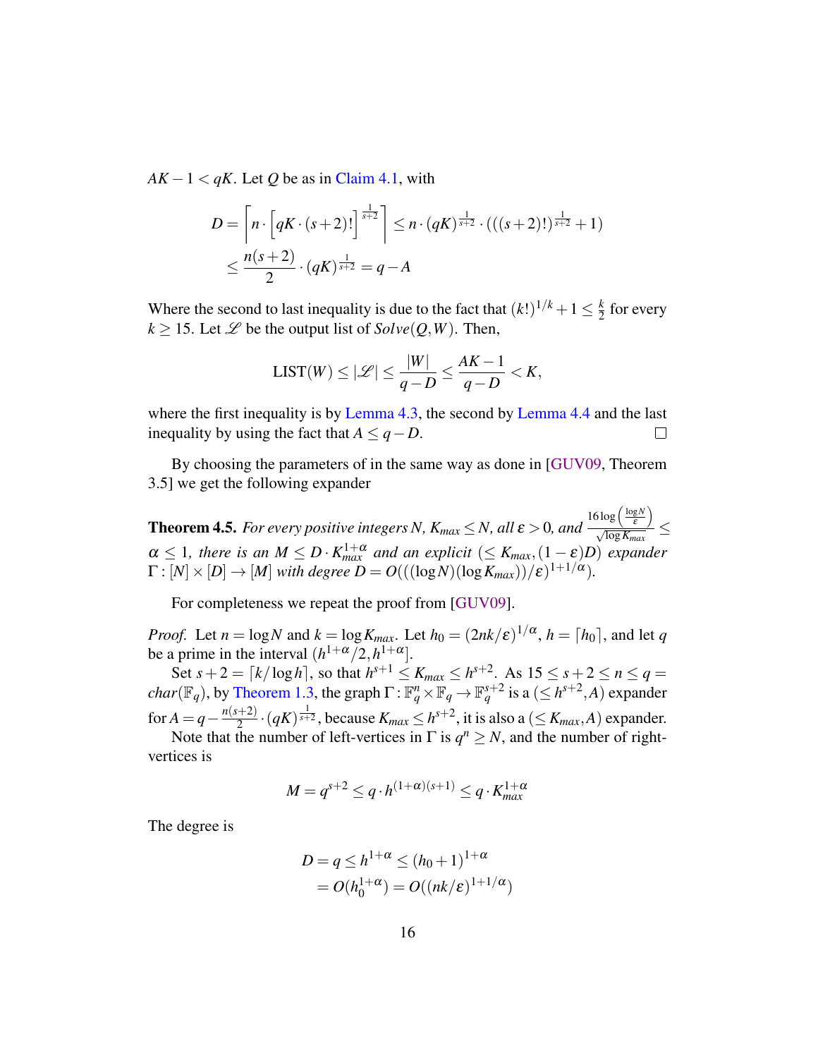$AK - 1 < qK$. Let $Q$ be as in Claim 4.1, with

$$D = \left\lceil n \cdot \left[ qK \cdot (s+2)! \right]^{\frac{1}{s+2}} \right\rceil \leq n \cdot (qK)^{\frac{1}{s+2}} \cdot (((s+2)!)^{\frac{1}{s+2}} + 1)$$
$$\leq \frac{n(s+2)}{2} \cdot (qK)^{\frac{1}{s+2}} = q - A$$

Where the second to last inequality is due to the fact that $(k!)^{1/k} + 1 \leq \frac{k}{2}$ for every $k \geq 15$. Let $\mathscr{L}$ be the output list of $Solve(Q, W)$. Then,

$$\text{LIST}(W) \leq |\mathscr{L}| \leq \frac{|W|}{q-D} \leq \frac{AK-1}{q-D} < K,$$

where the first inequality is by Lemma 4.3, the second by Lemma 4.4 and the last inequality by using the fact that $A \leq q - D$. □

By choosing the parameters of in the same way as done in [GUV09, Theorem 3.5] we get the following expander

**Theorem 4.5.** *For every positive integers $N$, $K_{max} \leq N$, all $\varepsilon > 0$, and $\frac{16 \log\left(\frac{\log N}{\varepsilon}\right)}{\sqrt{\log K_{max}}} \leq \alpha \leq 1$, there is an $M \leq D \cdot K_{max}^{1+\alpha}$ and an explicit $(\leq K_{max}, (1-\varepsilon)D)$ expander $\Gamma : [N] \times [D] \to [M]$ with degree $D = O(((\log N)(\log K_{max}))/\varepsilon)^{1+1/\alpha})$.*

For completeness we repeat the proof from [GUV09].

*Proof.* Let $n = \log N$ and $k = \log K_{max}$. Let $h_0 = (2nk/\varepsilon)^{1/\alpha}$, $h = \lceil h_0 \rceil$, and let $q$ be a prime in the interval $(h^{1+\alpha}/2, h^{1+\alpha}]$.

Set $s + 2 = \lceil k/\log h \rceil$, so that $h^{s+1} \leq K_{max} \leq h^{s+2}$. As $15 \leq s+2 \leq n \leq q = char(\mathbb{F}_q)$, by Theorem 1.3, the graph $\Gamma : \mathbb{F}_q^n \times \mathbb{F}_q \to \mathbb{F}_q^{s+2}$ is a $(\leq h^{s+2}, A)$ expander for $A = q - \frac{n(s+2)}{2} \cdot (qK)^{\frac{1}{s+2}}$, because $K_{max} \leq h^{s+2}$, it is also a $(\leq K_{max}, A)$ expander.

Note that the number of left-vertices in $\Gamma$ is $q^n \geq N$, and the number of right-vertices is

$$M = q^{s+2} \leq q \cdot h^{(1+\alpha)(s+1)} \leq q \cdot K_{max}^{1+\alpha}$$

The degree is

$$D = q \leq h^{1+\alpha} \leq (h_0 + 1)^{1+\alpha}$$
$$= O(h_0^{1+\alpha}) = O((nk/\varepsilon)^{1+1/\alpha})$$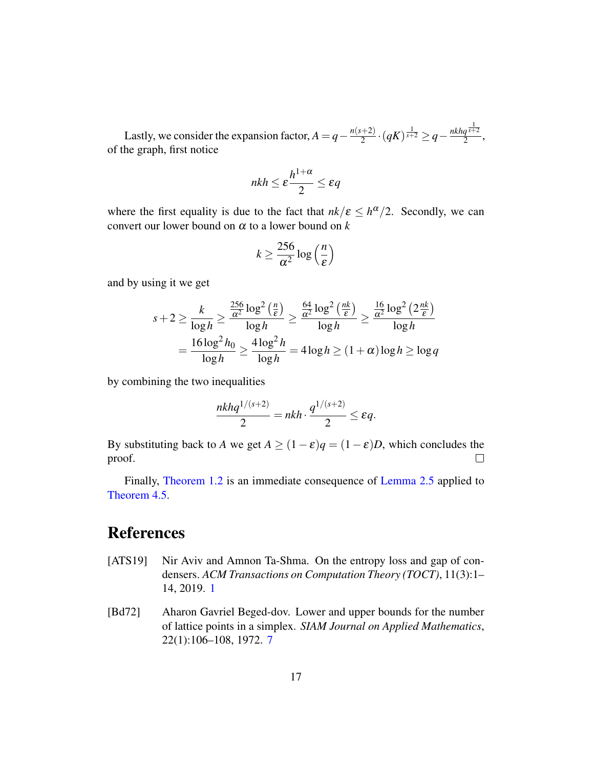Lastly, we consider the expansion factor, $A = q - \frac{n(s+2)}{2} \cdot (qK)^{\frac{1}{s+2}} \geq q - \frac{nkhq^{\frac{1}{s+2}}}{2}$, of the graph, first notice

$$nkh \leq \varepsilon \frac{h^{1+\alpha}}{2} \leq \varepsilon q$$

where the first equality is due to the fact that $nk/\varepsilon \leq h^{\alpha}/2$. Secondly, we can convert our lower bound on $\alpha$ to a lower bound on $k$

$$k \geq \frac{256}{\alpha^2} \log\left(\frac{n}{\varepsilon}\right)$$

and by using it we get

$$\begin{aligned}
s+2 &\geq \frac{k}{\log h} \geq \frac{\frac{256}{\alpha^2}\log^2\left(\frac{n}{\varepsilon}\right)}{\log h} \geq \frac{\frac{64}{\alpha^2}\log^2\left(\frac{nk}{\varepsilon}\right)}{\log h} \geq \frac{\frac{16}{\alpha^2}\log^2\left(2\frac{nk}{\varepsilon}\right)}{\log h} \\
&= \frac{16\log^2 h_0}{\log h} \geq \frac{4\log^2 h}{\log h} = 4\log h \geq (1+\alpha)\log h \geq \log q
\end{aligned}$$

by combining the two inequalities

$$\frac{nkhq^{1/(s+2)}}{2} = nkh \cdot \frac{q^{1/(s+2)}}{2} \leq \varepsilon q.$$

By substituting back to $A$ we get $A \geq (1-\varepsilon)q = (1-\varepsilon)D$, which concludes the proof. $\square$

Finally, Theorem 1.2 is an immediate consequence of Lemma 2.5 applied to Theorem 4.5.

# References

[ATS19] Nir Aviv and Amnon Ta-Shma. On the entropy loss and gap of condensers. *ACM Transactions on Computation Theory (TOCT)*, 11(3):1–14, 2019. 1

[Bd72] Aharon Gavriel Beged-dov. Lower and upper bounds for the number of lattice points in a simplex. *SIAM Journal on Applied Mathematics*, 22(1):106–108, 1972. 7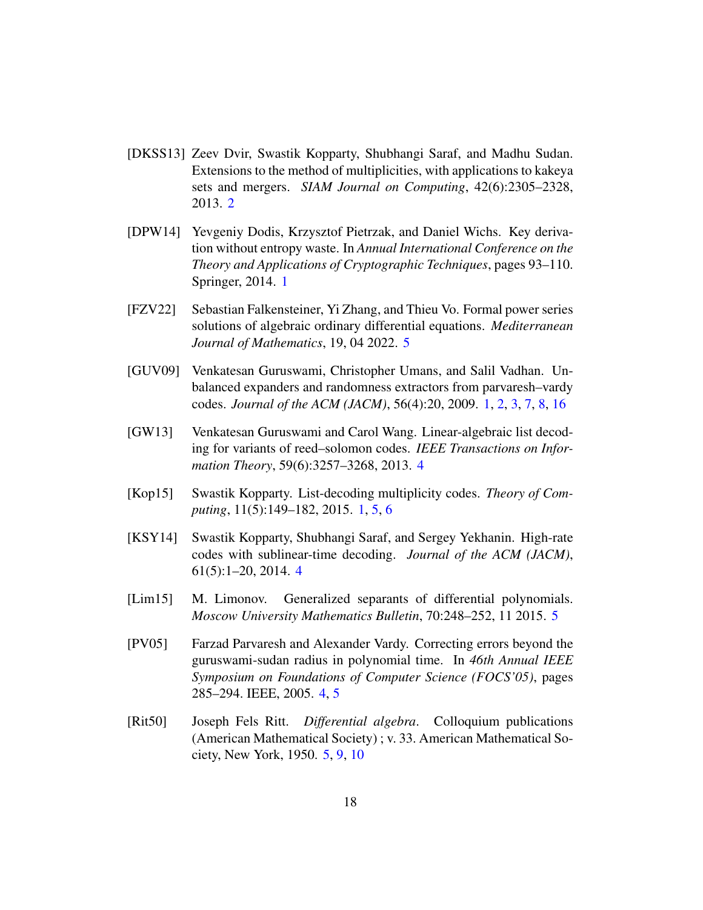[DKSS13] Zeev Dvir, Swastik Kopparty, Shubhangi Saraf, and Madhu Sudan. Extensions to the method of multiplicities, with applications to kakeya sets and mergers. *SIAM Journal on Computing*, 42(6):2305–2328, 2013. 2

[DPW14] Yevgeniy Dodis, Krzysztof Pietrzak, and Daniel Wichs. Key derivation without entropy waste. In *Annual International Conference on the Theory and Applications of Cryptographic Techniques*, pages 93–110. Springer, 2014. 1

[FZV22] Sebastian Falkensteiner, Yi Zhang, and Thieu Vo. Formal power series solutions of algebraic ordinary differential equations. *Mediterranean Journal of Mathematics*, 19, 04 2022. 5

[GUV09] Venkatesan Guruswami, Christopher Umans, and Salil Vadhan. Unbalanced expanders and randomness extractors from parvaresh–vardy codes. *Journal of the ACM (JACM)*, 56(4):20, 2009. 1, 2, 3, 7, 8, 16

[GW13] Venkatesan Guruswami and Carol Wang. Linear-algebraic list decoding for variants of reed–solomon codes. *IEEE Transactions on Information Theory*, 59(6):3257–3268, 2013. 4

[Kop15] Swastik Kopparty. List-decoding multiplicity codes. *Theory of Computing*, 11(5):149–182, 2015. 1, 5, 6

[KSY14] Swastik Kopparty, Shubhangi Saraf, and Sergey Yekhanin. High-rate codes with sublinear-time decoding. *Journal of the ACM (JACM)*, 61(5):1–20, 2014. 4

[Lim15] M. Limonov. Generalized separants of differential polynomials. *Moscow University Mathematics Bulletin*, 70:248–252, 11 2015. 5

[PV05] Farzad Parvaresh and Alexander Vardy. Correcting errors beyond the guruswami-sudan radius in polynomial time. In *46th Annual IEEE Symposium on Foundations of Computer Science (FOCS'05)*, pages 285–294. IEEE, 2005. 4, 5

[Rit50] Joseph Fels Ritt. *Differential algebra*. Colloquium publications (American Mathematical Society) ; v. 33. American Mathematical Society, New York, 1950. 5, 9, 10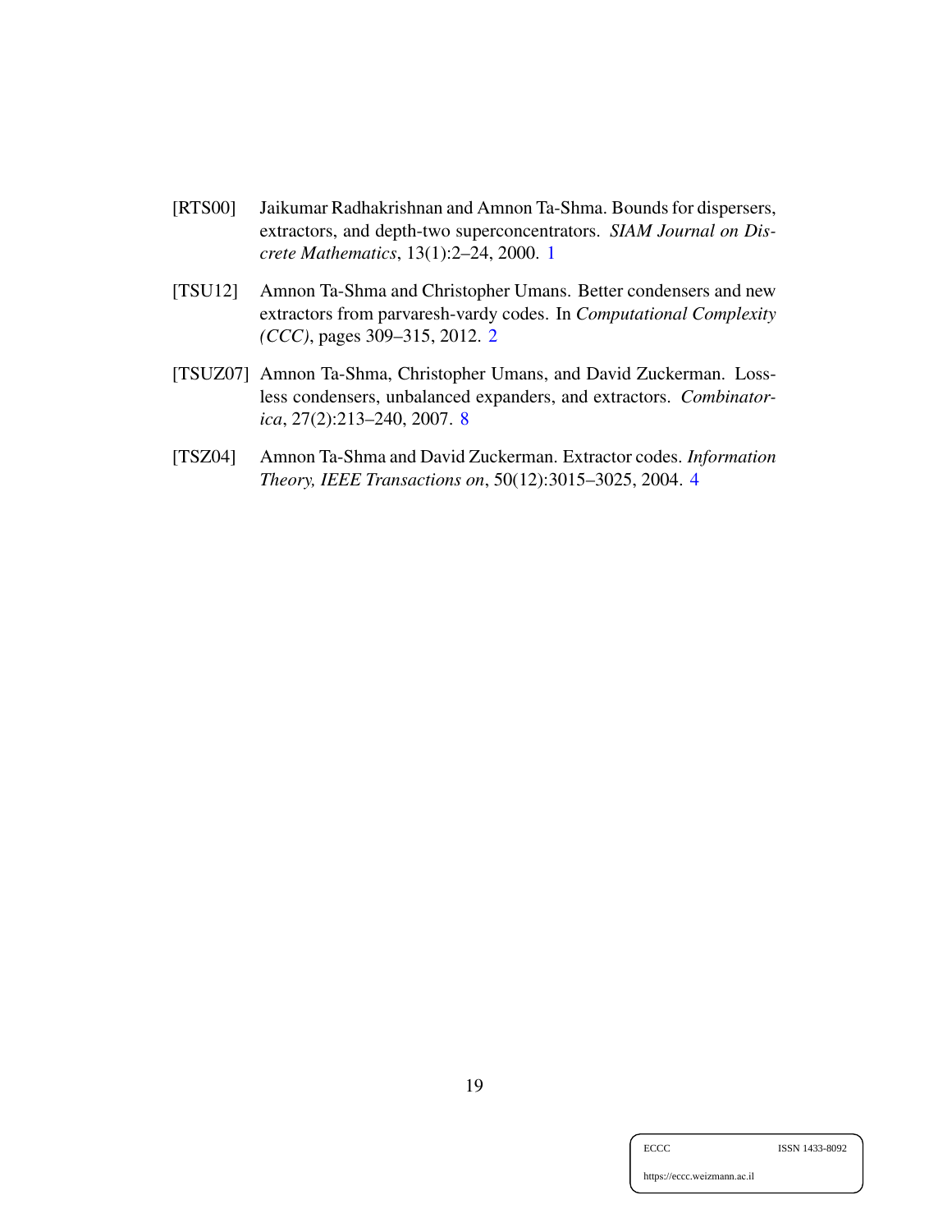[RTS00] Jaikumar Radhakrishnan and Amnon Ta-Shma. Bounds for dispersers, extractors, and depth-two superconcentrators. *SIAM Journal on Discrete Mathematics*, 13(1):2–24, 2000. 1

[TSU12] Amnon Ta-Shma and Christopher Umans. Better condensers and new extractors from parvaresh-vardy codes. In *Computational Complexity (CCC)*, pages 309–315, 2012. 2

[TSUZ07] Amnon Ta-Shma, Christopher Umans, and David Zuckerman. Lossless condensers, unbalanced expanders, and extractors. *Combinatorica*, 27(2):213–240, 2007. 8

[TSZ04] Amnon Ta-Shma and David Zuckerman. Extractor codes. *Information Theory, IEEE Transactions on*, 50(12):3015–3025, 2004. 4